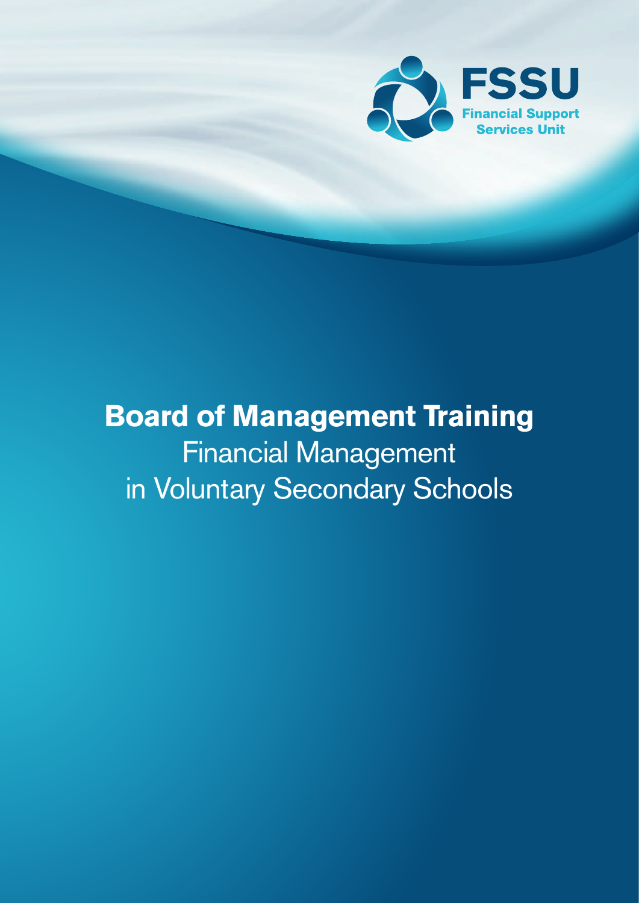FSSU

Financial Support Services Unit

# Board of Management Training

## Financial Management in Voluntary Secondary Schools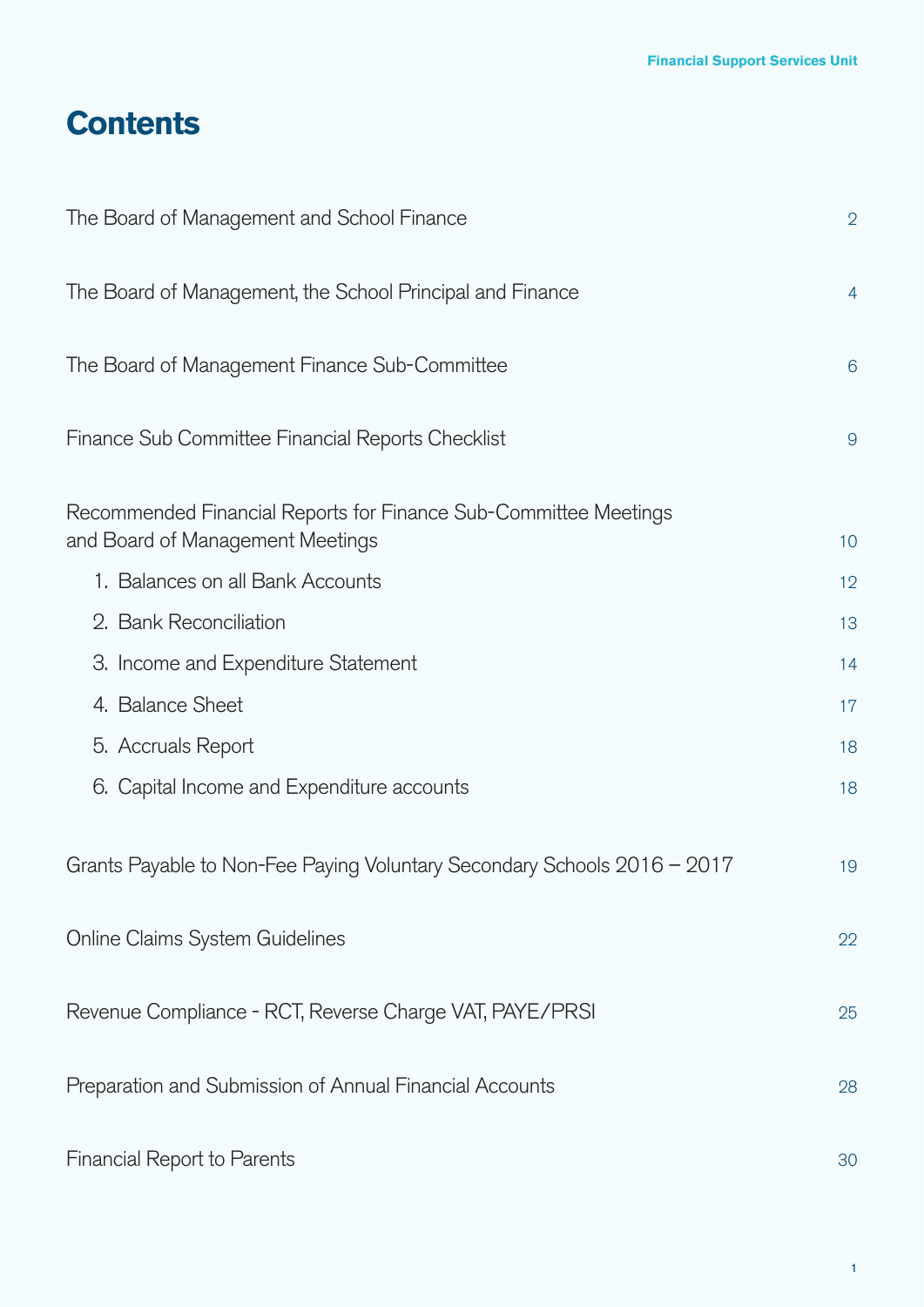# Contents

| | |
|---|---|
| The Board of Management and School Finance | 2 |
| The Board of Management, the School Principal and Finance | 4 |
| The Board of Management Finance Sub-Committee | 6 |
| Finance Sub Committee Financial Reports Checklist | 9 |
| Recommended Financial Reports for Finance Sub-Committee Meetings and Board of Management Meetings | 10 |
| 1. Balances on all Bank Accounts | 12 |
| 2. Bank Reconciliation | 13 |
| 3. Income and Expenditure Statement | 14 |
| 4. Balance Sheet | 17 |
| 5. Accruals Report | 18 |
| 6. Capital Income and Expenditure accounts | 18 |
| Grants Payable to Non-Fee Paying Voluntary Secondary Schools 2016 – 2017 | 19 |
| Online Claims System Guidelines | 22 |
| Revenue Compliance - RCT, Reverse Charge VAT, PAYE/PRSI | 25 |
| Preparation and Submission of Annual Financial Accounts | 28 |
| Financial Report to Parents | 30 |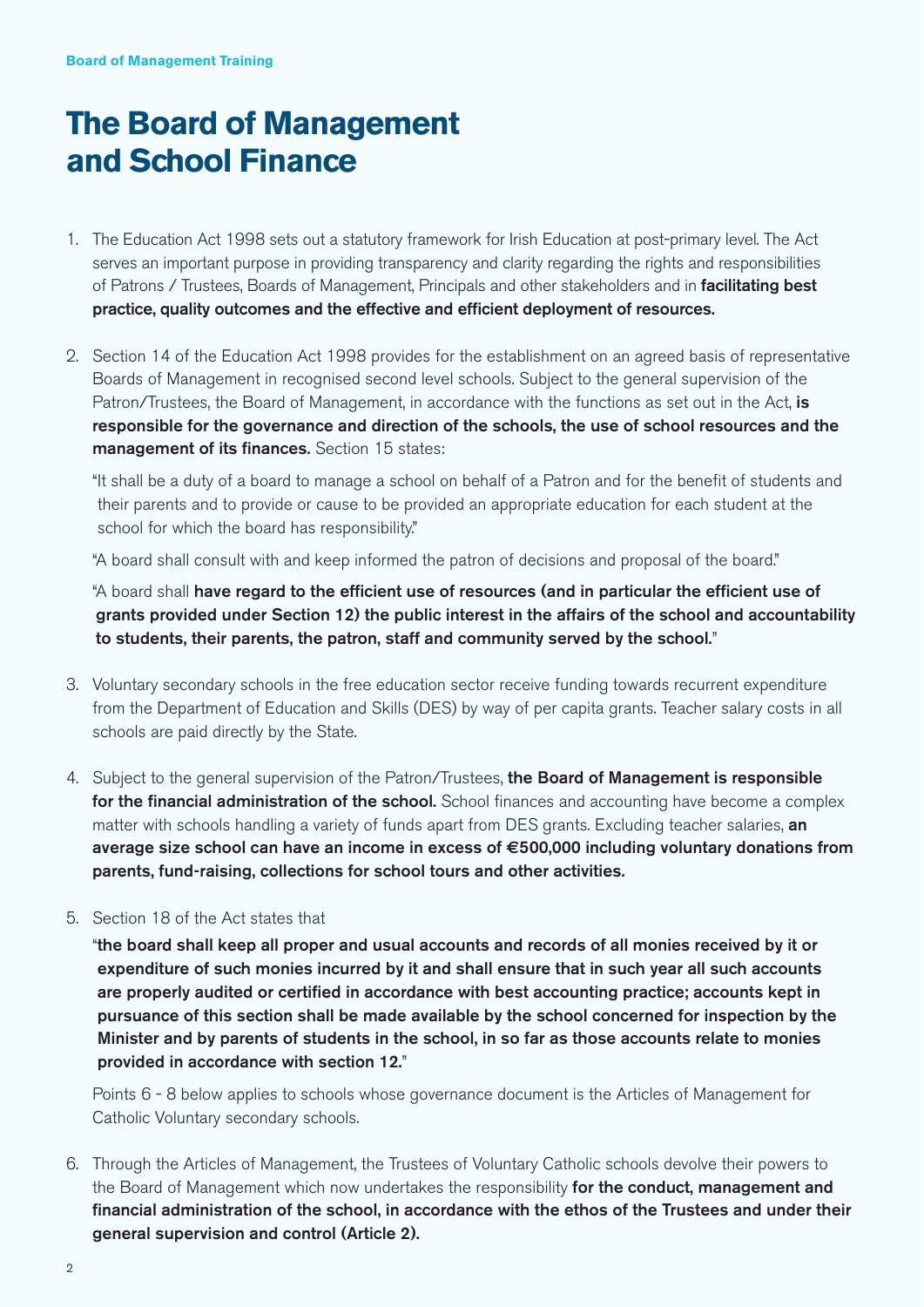Board of Management Training

# The Board of Management and School Finance

1. The Education Act 1998 sets out a statutory framework for Irish Education at post-primary level. The Act serves an important purpose in providing transparency and clarity regarding the rights and responsibilities of Patrons / Trustees, Boards of Management, Principals and other stakeholders and in **facilitating best practice, quality outcomes and the effective and efficient deployment of resources.**

2. Section 14 of the Education Act 1998 provides for the establishment on an agreed basis of representative Boards of Management in recognised second level schools. Subject to the general supervision of the Patron/Trustees, the Board of Management, in accordance with the functions as set out in the Act, **is responsible for the governance and direction of the schools, the use of school resources and the management of its finances.** Section 15 states:

   "It shall be a duty of a board to manage a school on behalf of a Patron and for the benefit of students and their parents and to provide or cause to be provided an appropriate education for each student at the school for which the board has responsibility."

   "A board shall consult with and keep informed the patron of decisions and proposal of the board."

   "A board shall **have regard to the efficient use of resources (and in particular the efficient use of grants provided under Section 12) the public interest in the affairs of the school and accountability to students, their parents, the patron, staff and community served by the school.**"

3. Voluntary secondary schools in the free education sector receive funding towards recurrent expenditure from the Department of Education and Skills (DES) by way of per capita grants. Teacher salary costs in all schools are paid directly by the State.

4. Subject to the general supervision of the Patron/Trustees, **the Board of Management is responsible for the financial administration of the school.** School finances and accounting have become a complex matter with schools handling a variety of funds apart from DES grants. Excluding teacher salaries, **an average size school can have an income in excess of €500,000 including voluntary donations from parents, fund-raising, collections for school tours and other activities.**

5. Section 18 of the Act states that

   "**the board shall keep all proper and usual accounts and records of all monies received by it or expenditure of such monies incurred by it and shall ensure that in such year all such accounts are properly audited or certified in accordance with best accounting practice; accounts kept in pursuance of this section shall be made available by the school concerned for inspection by the Minister and by parents of students in the school, in so far as those accounts relate to monies provided in accordance with section 12.**"

   Points 6 - 8 below applies to schools whose governance document is the Articles of Management for Catholic Voluntary secondary schools.

6. Through the Articles of Management, the Trustees of Voluntary Catholic schools devolve their powers to the Board of Management which now undertakes the responsibility **for the conduct, management and financial administration of the school, in accordance with the ethos of the Trustees and under their general supervision and control (Article 2).**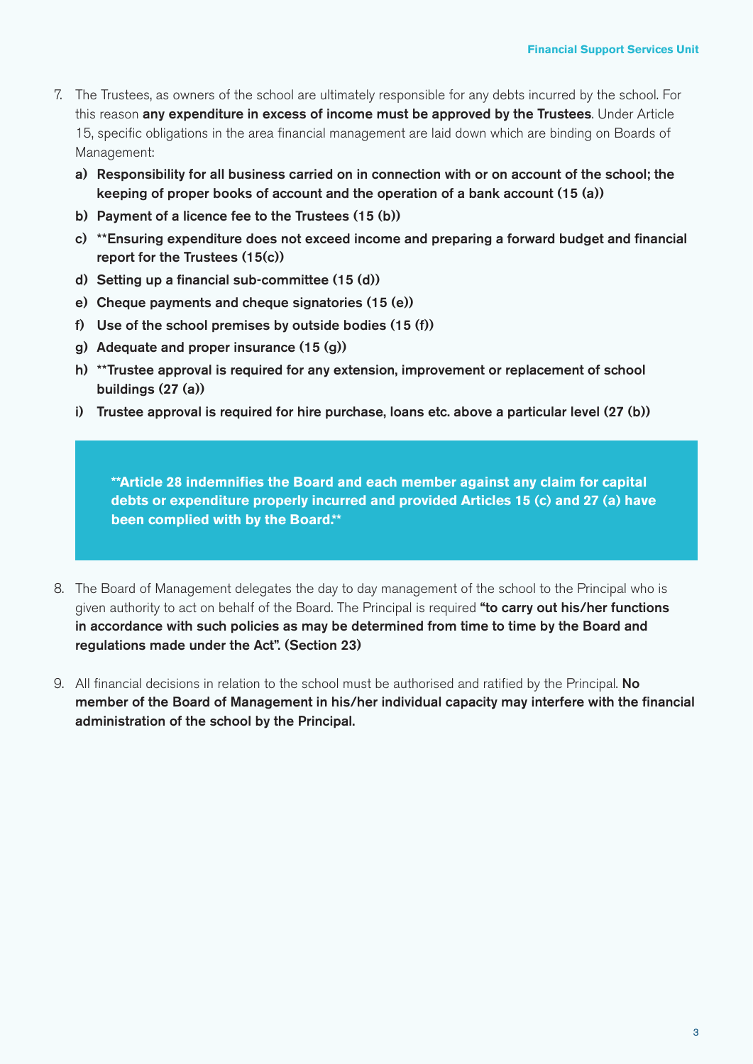7. The Trustees, as owners of the school are ultimately responsible for any debts incurred by the school. For this reason **any expenditure in excess of income must be approved by the Trustees**. Under Article 15, specific obligations in the area financial management are laid down which are binding on Boards of Management:

   a) **Responsibility for all business carried on in connection with or on account of the school; the keeping of proper books of account and the operation of a bank account (15 (a))**
   b) **Payment of a licence fee to the Trustees (15 (b))**
   c) **\*\*Ensuring expenditure does not exceed income and preparing a forward budget and financial report for the Trustees (15(c))**
   d) **Setting up a financial sub-committee (15 (d))**
   e) **Cheque payments and cheque signatories (15 (e))**
   f) **Use of the school premises by outside bodies (15 (f))**
   g) **Adequate and proper insurance (15 (g))**
   h) **\*\*Trustee approval is required for any extension, improvement or replacement of school buildings (27 (a))**
   i) **Trustee approval is required for hire purchase, loans etc. above a particular level (27 (b))**

> **\*\*Article 28 indemnifies the Board and each member against any claim for capital debts or expenditure properly incurred and provided Articles 15 (c) and 27 (a) have been complied with by the Board.\*\***

8. The Board of Management delegates the day to day management of the school to the Principal who is given authority to act on behalf of the Board. The Principal is required **"to carry out his/her functions in accordance with such policies as may be determined from time to time by the Board and regulations made under the Act". (Section 23)**

9. All financial decisions in relation to the school must be authorised and ratified by the Principal. **No member of the Board of Management in his/her individual capacity may interfere with the financial administration of the school by the Principal.**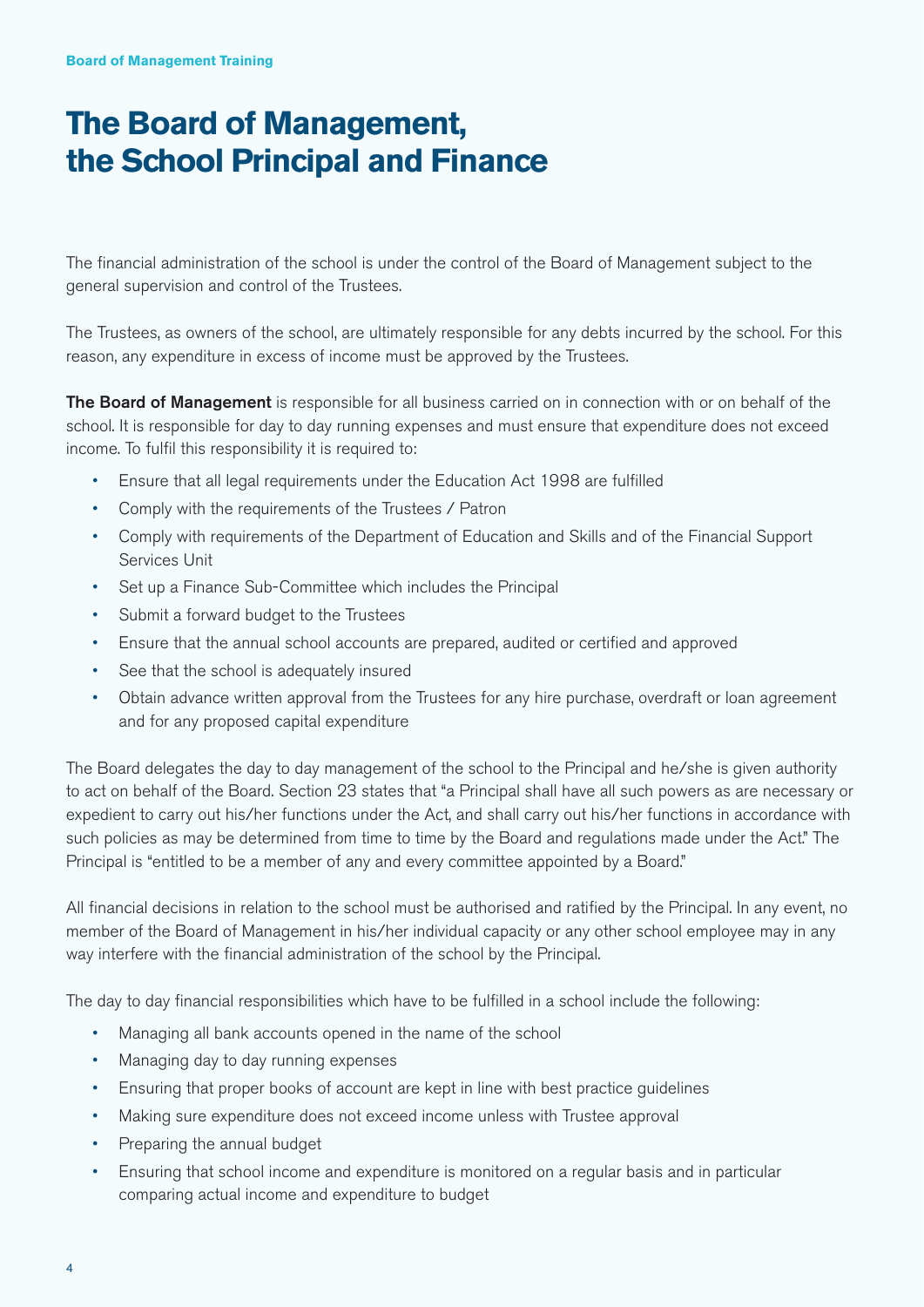# The Board of Management, the School Principal and Finance

The financial administration of the school is under the control of the Board of Management subject to the general supervision and control of the Trustees.

The Trustees, as owners of the school, are ultimately responsible for any debts incurred by the school. For this reason, any expenditure in excess of income must be approved by the Trustees.

**The Board of Management** is responsible for all business carried on in connection with or on behalf of the school. It is responsible for day to day running expenses and must ensure that expenditure does not exceed income. To fulfil this responsibility it is required to:

- Ensure that all legal requirements under the Education Act 1998 are fulfilled
- Comply with the requirements of the Trustees / Patron
- Comply with requirements of the Department of Education and Skills and of the Financial Support Services Unit
- Set up a Finance Sub-Committee which includes the Principal
- Submit a forward budget to the Trustees
- Ensure that the annual school accounts are prepared, audited or certified and approved
- See that the school is adequately insured
- Obtain advance written approval from the Trustees for any hire purchase, overdraft or loan agreement and for any proposed capital expenditure

The Board delegates the day to day management of the school to the Principal and he/she is given authority to act on behalf of the Board. Section 23 states that "a Principal shall have all such powers as are necessary or expedient to carry out his/her functions under the Act, and shall carry out his/her functions in accordance with such policies as may be determined from time to time by the Board and regulations made under the Act." The Principal is "entitled to be a member of any and every committee appointed by a Board."

All financial decisions in relation to the school must be authorised and ratified by the Principal. In any event, no member of the Board of Management in his/her individual capacity or any other school employee may in any way interfere with the financial administration of the school by the Principal.

The day to day financial responsibilities which have to be fulfilled in a school include the following:

- Managing all bank accounts opened in the name of the school
- Managing day to day running expenses
- Ensuring that proper books of account are kept in line with best practice guidelines
- Making sure expenditure does not exceed income unless with Trustee approval
- Preparing the annual budget
- Ensuring that school income and expenditure is monitored on a regular basis and in particular comparing actual income and expenditure to budget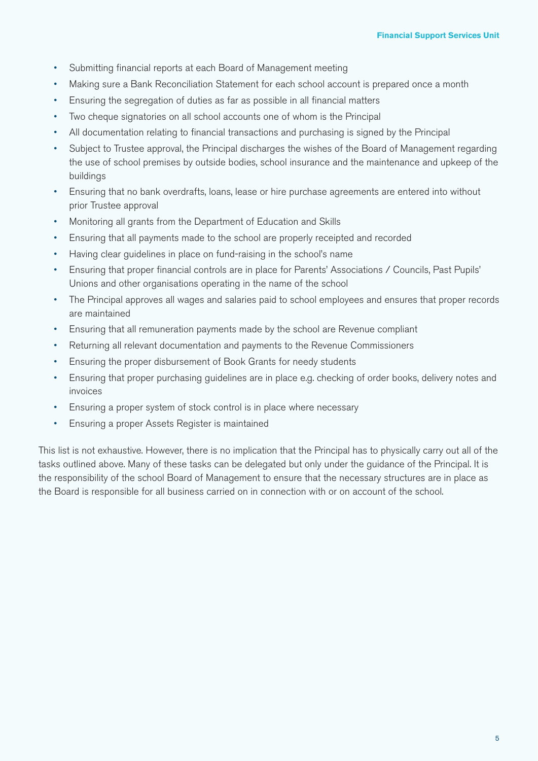- Submitting financial reports at each Board of Management meeting
- Making sure a Bank Reconciliation Statement for each school account is prepared once a month
- Ensuring the segregation of duties as far as possible in all financial matters
- Two cheque signatories on all school accounts one of whom is the Principal
- All documentation relating to financial transactions and purchasing is signed by the Principal
- Subject to Trustee approval, the Principal discharges the wishes of the Board of Management regarding the use of school premises by outside bodies, school insurance and the maintenance and upkeep of the buildings
- Ensuring that no bank overdrafts, loans, lease or hire purchase agreements are entered into without prior Trustee approval
- Monitoring all grants from the Department of Education and Skills
- Ensuring that all payments made to the school are properly receipted and recorded
- Having clear guidelines in place on fund-raising in the school's name
- Ensuring that proper financial controls are in place for Parents' Associations / Councils, Past Pupils' Unions and other organisations operating in the name of the school
- The Principal approves all wages and salaries paid to school employees and ensures that proper records are maintained
- Ensuring that all remuneration payments made by the school are Revenue compliant
- Returning all relevant documentation and payments to the Revenue Commissioners
- Ensuring the proper disbursement of Book Grants for needy students
- Ensuring that proper purchasing guidelines are in place e.g. checking of order books, delivery notes and invoices
- Ensuring a proper system of stock control is in place where necessary
- Ensuring a proper Assets Register is maintained

This list is not exhaustive. However, there is no implication that the Principal has to physically carry out all of the tasks outlined above. Many of these tasks can be delegated but only under the guidance of the Principal. It is the responsibility of the school Board of Management to ensure that the necessary structures are in place as the Board is responsible for all business carried on in connection with or on account of the school.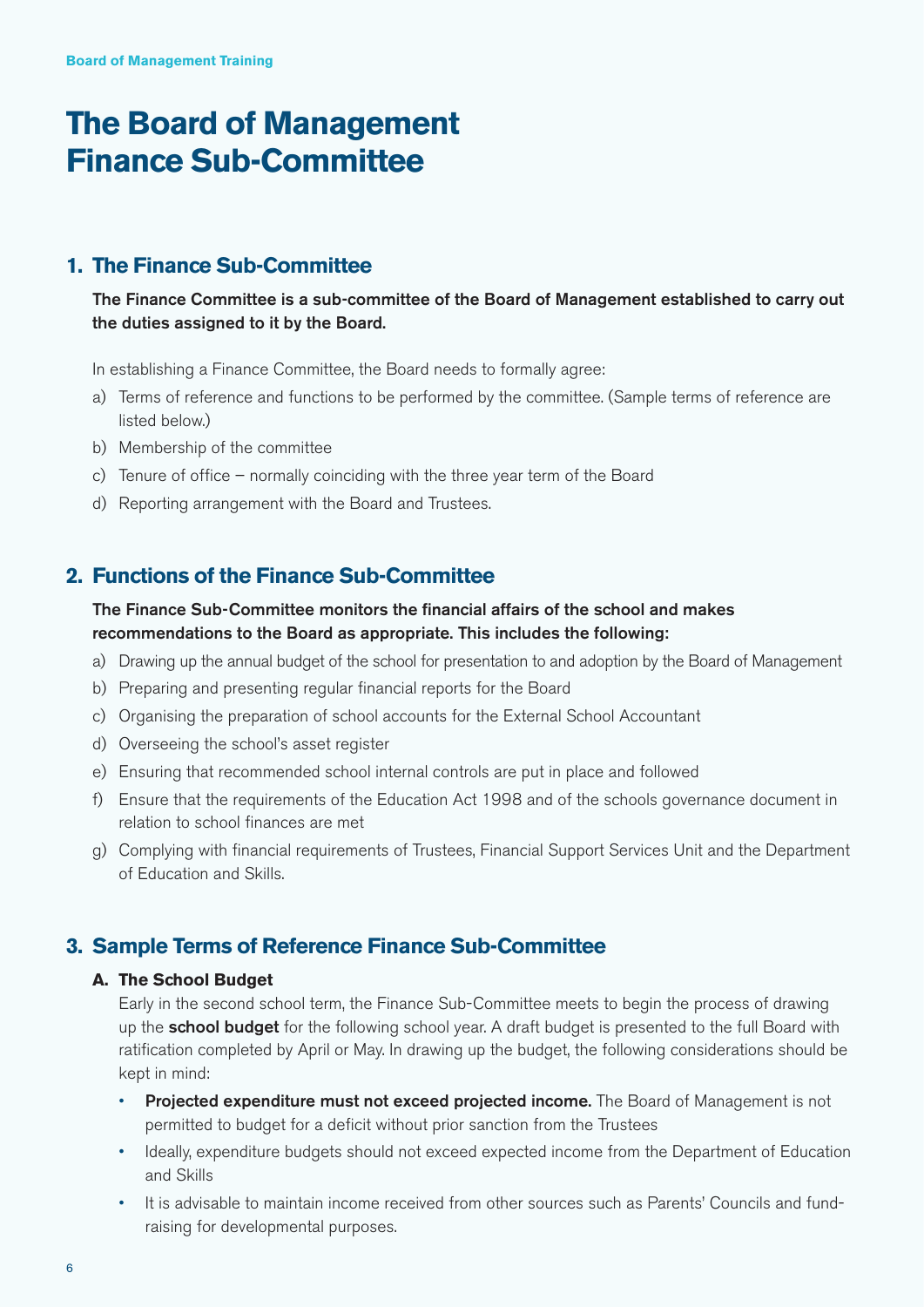# The Board of Management Finance Sub-Committee

## 1. The Finance Sub-Committee

**The Finance Committee is a sub-committee of the Board of Management established to carry out the duties assigned to it by the Board.**

In establishing a Finance Committee, the Board needs to formally agree:

a) Terms of reference and functions to be performed by the committee. (Sample terms of reference are listed below.)

b) Membership of the committee

c) Tenure of office – normally coinciding with the three year term of the Board

d) Reporting arrangement with the Board and Trustees.

## 2. Functions of the Finance Sub-Committee

**The Finance Sub-Committee monitors the financial affairs of the school and makes recommendations to the Board as appropriate. This includes the following:**

a) Drawing up the annual budget of the school for presentation to and adoption by the Board of Management

b) Preparing and presenting regular financial reports for the Board

c) Organising the preparation of school accounts for the External School Accountant

d) Overseeing the school's asset register

e) Ensuring that recommended school internal controls are put in place and followed

f) Ensure that the requirements of the Education Act 1998 and of the schools governance document in relation to school finances are met

g) Complying with financial requirements of Trustees, Financial Support Services Unit and the Department of Education and Skills.

## 3. Sample Terms of Reference Finance Sub-Committee

### A. The School Budget

Early in the second school term, the Finance Sub-Committee meets to begin the process of drawing up the **school budget** for the following school year. A draft budget is presented to the full Board with ratification completed by April or May. In drawing up the budget, the following considerations should be kept in mind:

- **Projected expenditure must not exceed projected income.** The Board of Management is not permitted to budget for a deficit without prior sanction from the Trustees
- Ideally, expenditure budgets should not exceed expected income from the Department of Education and Skills
- It is advisable to maintain income received from other sources such as Parents' Councils and fund-raising for developmental purposes.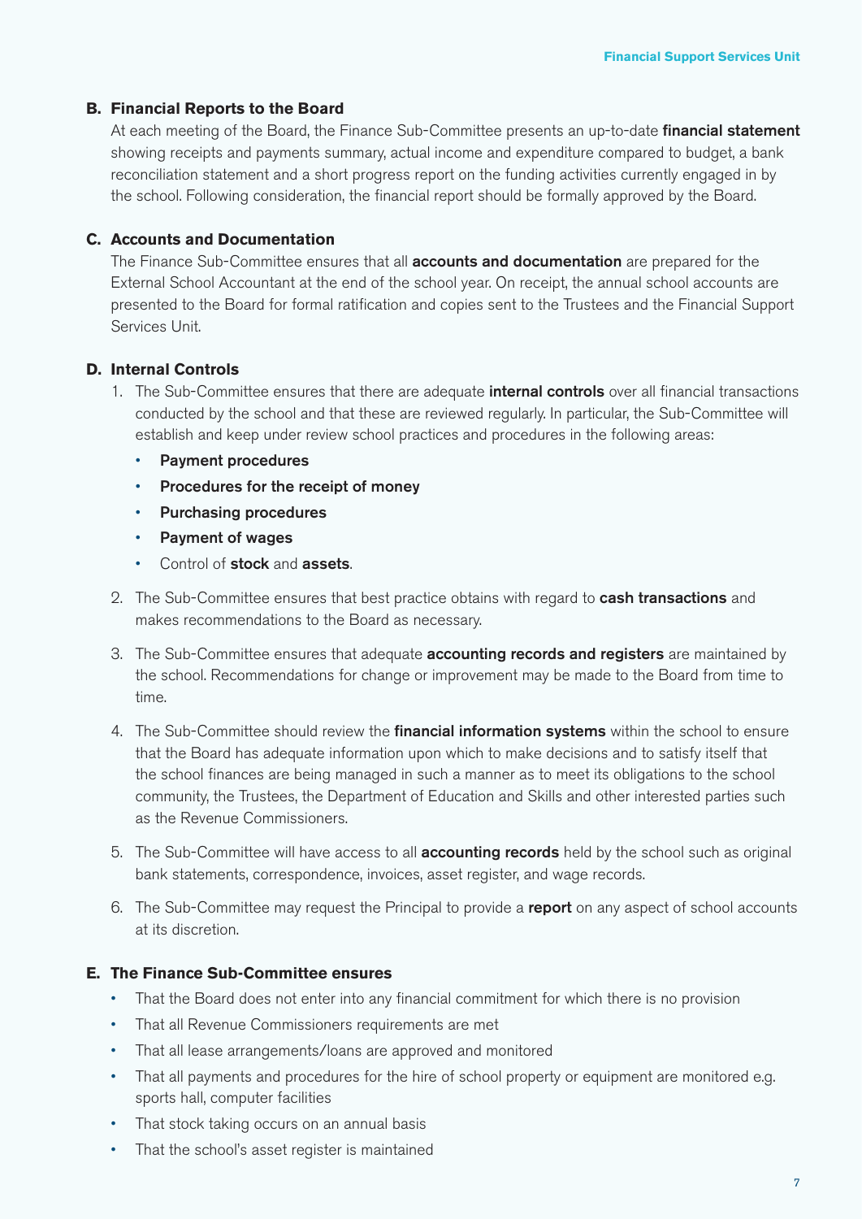### B. Financial Reports to the Board

At each meeting of the Board, the Finance Sub-Committee presents an up-to-date **financial statement** showing receipts and payments summary, actual income and expenditure compared to budget, a bank reconciliation statement and a short progress report on the funding activities currently engaged in by the school. Following consideration, the financial report should be formally approved by the Board.

### C. Accounts and Documentation

The Finance Sub-Committee ensures that all **accounts and documentation** are prepared for the External School Accountant at the end of the school year. On receipt, the annual school accounts are presented to the Board for formal ratification and copies sent to the Trustees and the Financial Support Services Unit.

### D. Internal Controls

1. The Sub-Committee ensures that there are adequate **internal controls** over all financial transactions conducted by the school and that these are reviewed regularly. In particular, the Sub-Committee will establish and keep under review school practices and procedures in the following areas:
   - **Payment procedures**
   - **Procedures for the receipt of money**
   - **Purchasing procedures**
   - **Payment of wages**
   - Control of **stock** and **assets**.
2. The Sub-Committee ensures that best practice obtains with regard to **cash transactions** and makes recommendations to the Board as necessary.
3. The Sub-Committee ensures that adequate **accounting records and registers** are maintained by the school. Recommendations for change or improvement may be made to the Board from time to time.
4. The Sub-Committee should review the **financial information systems** within the school to ensure that the Board has adequate information upon which to make decisions and to satisfy itself that the school finances are being managed in such a manner as to meet its obligations to the school community, the Trustees, the Department of Education and Skills and other interested parties such as the Revenue Commissioners.
5. The Sub-Committee will have access to all **accounting records** held by the school such as original bank statements, correspondence, invoices, asset register, and wage records.
6. The Sub-Committee may request the Principal to provide a **report** on any aspect of school accounts at its discretion.

### E. The Finance Sub-Committee ensures

- That the Board does not enter into any financial commitment for which there is no provision
- That all Revenue Commissioners requirements are met
- That all lease arrangements/loans are approved and monitored
- That all payments and procedures for the hire of school property or equipment are monitored e.g. sports hall, computer facilities
- That stock taking occurs on an annual basis
- That the school's asset register is maintained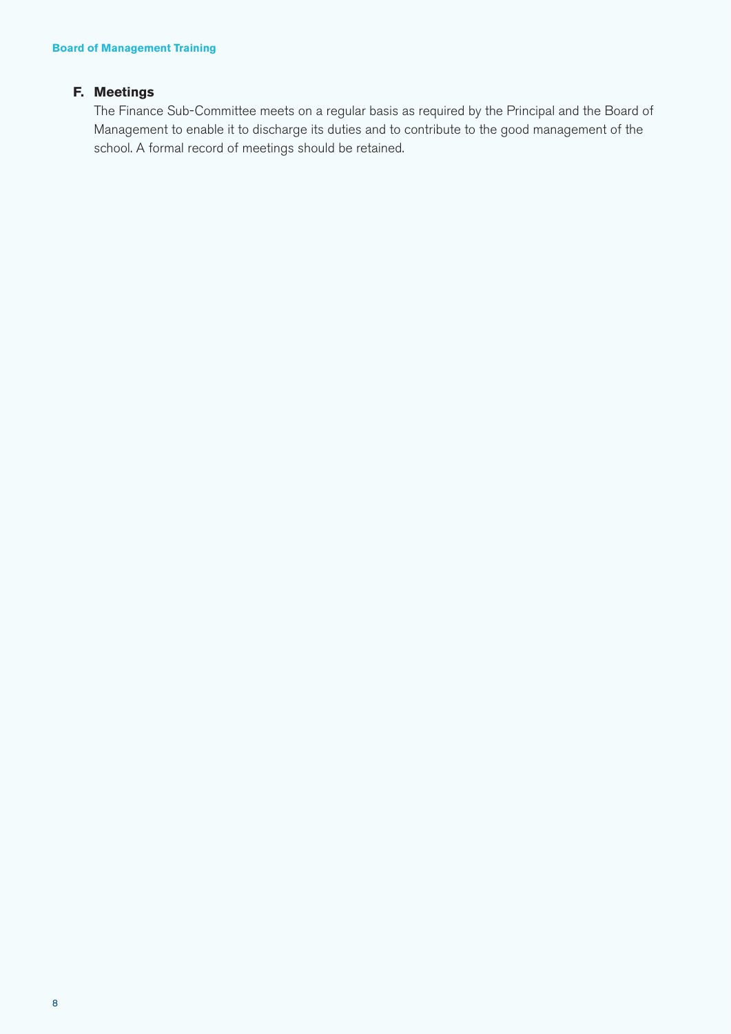### F. Meetings

The Finance Sub-Committee meets on a regular basis as required by the Principal and the Board of Management to enable it to discharge its duties and to contribute to the good management of the school. A formal record of meetings should be retained.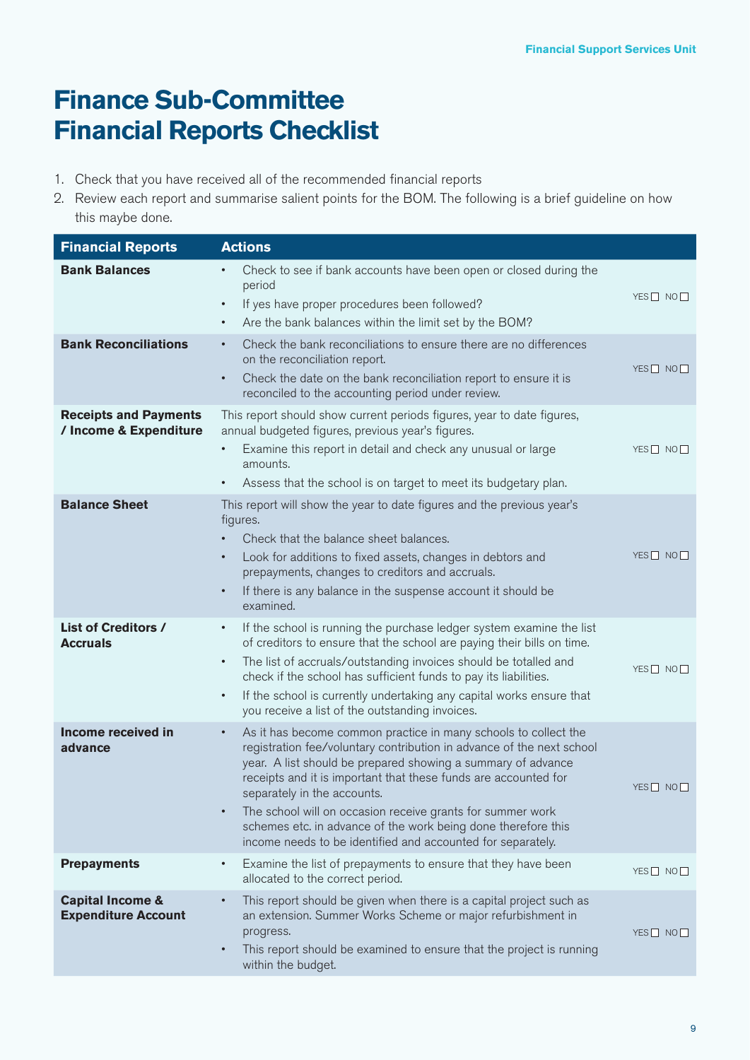# Finance Sub-Committee Financial Reports Checklist

1. Check that you have received all of the recommended financial reports
2. Review each report and summarise salient points for the BOM. The following is a brief guideline on how this maybe done.

| Financial Reports | Actions | |
|---|---|---|
| **Bank Balances** | • Check to see if bank accounts have been open or closed during the period<br>• If yes have proper procedures been followed?<br>• Are the bank balances within the limit set by the BOM? | YES ☐ NO ☐ |
| **Bank Reconciliations** | • Check the bank reconciliations to ensure there are no differences on the reconciliation report.<br>• Check the date on the bank reconciliation report to ensure it is reconciled to the accounting period under review. | YES ☐ NO ☐ |
| **Receipts and Payments / Income & Expenditure** | This report should show current periods figures, year to date figures, annual budgeted figures, previous year's figures.<br>• Examine this report in detail and check any unusual or large amounts.<br>• Assess that the school is on target to meet its budgetary plan. | YES ☐ NO ☐ |
| **Balance Sheet** | This report will show the year to date figures and the previous year's figures.<br>• Check that the balance sheet balances.<br>• Look for additions to fixed assets, changes in debtors and prepayments, changes to creditors and accruals.<br>• If there is any balance in the suspense account it should be examined. | YES ☐ NO ☐ |
| **List of Creditors / Accruals** | • If the school is running the purchase ledger system examine the list of creditors to ensure that the school are paying their bills on time.<br>• The list of accruals/outstanding invoices should be totalled and check if the school has sufficient funds to pay its liabilities.<br>• If the school is currently undertaking any capital works ensure that you receive a list of the outstanding invoices. | YES ☐ NO ☐ |
| **Income received in advance** | • As it has become common practice in many schools to collect the registration fee/voluntary contribution in advance of the next school year. A list should be prepared showing a summary of advance receipts and it is important that these funds are accounted for separately in the accounts.<br>• The school will on occasion receive grants for summer work schemes etc. in advance of the work being done therefore this income needs to be identified and accounted for separately. | YES ☐ NO ☐ |
| **Prepayments** | • Examine the list of prepayments to ensure that they have been allocated to the correct period. | YES ☐ NO ☐ |
| **Capital Income & Expenditure Account** | • This report should be given when there is a capital project such as an extension. Summer Works Scheme or major refurbishment in progress.<br>• This report should be examined to ensure that the project is running within the budget. | YES ☐ NO ☐ |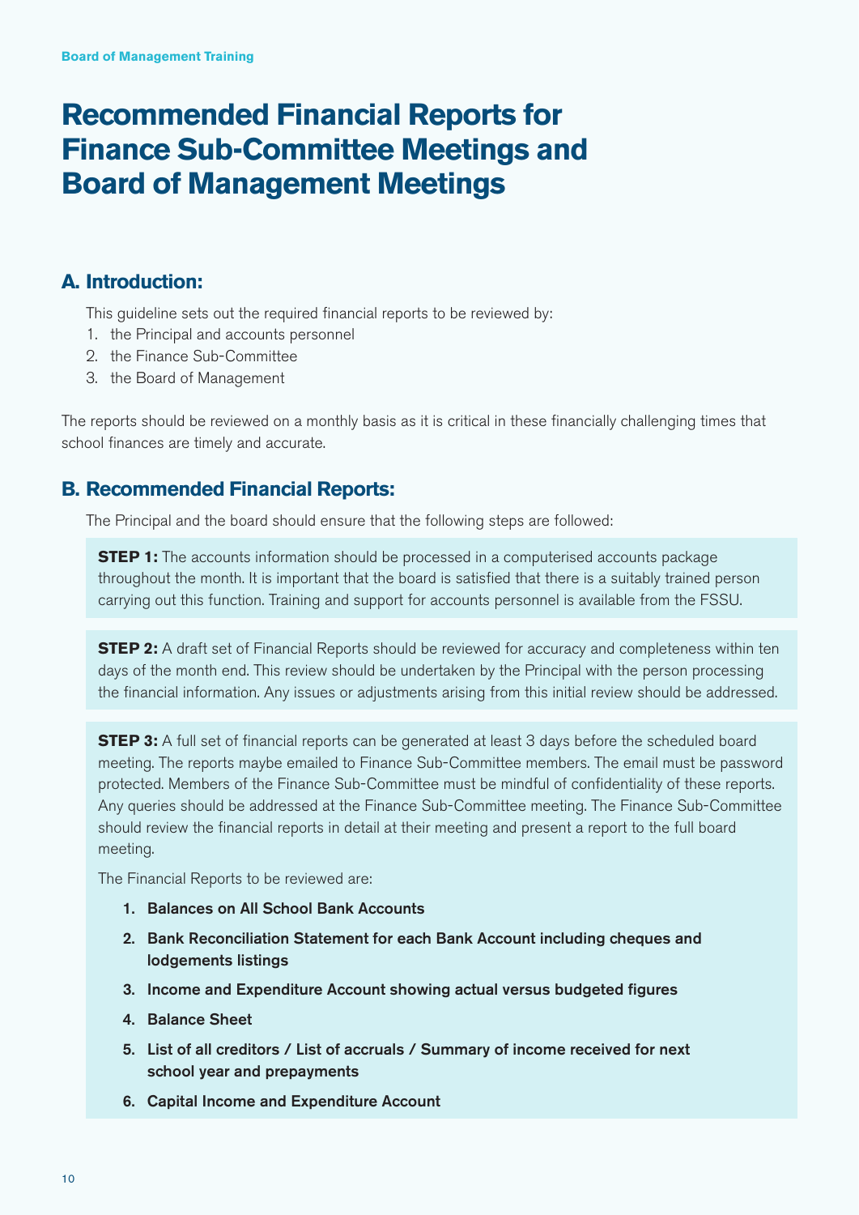# Recommended Financial Reports for Finance Sub-Committee Meetings and Board of Management Meetings

## A. Introduction:

This guideline sets out the required financial reports to be reviewed by:

1. the Principal and accounts personnel
2. the Finance Sub-Committee
3. the Board of Management

The reports should be reviewed on a monthly basis as it is critical in these financially challenging times that school finances are timely and accurate.

## B. Recommended Financial Reports:

The Principal and the board should ensure that the following steps are followed:

**STEP 1:** The accounts information should be processed in a computerised accounts package throughout the month. It is important that the board is satisfied that there is a suitably trained person carrying out this function. Training and support for accounts personnel is available from the FSSU.

**STEP 2:** A draft set of Financial Reports should be reviewed for accuracy and completeness within ten days of the month end. This review should be undertaken by the Principal with the person processing the financial information. Any issues or adjustments arising from this initial review should be addressed.

**STEP 3:** A full set of financial reports can be generated at least 3 days before the scheduled board meeting. The reports maybe emailed to Finance Sub-Committee members. The email must be password protected. Members of the Finance Sub-Committee must be mindful of confidentiality of these reports. Any queries should be addressed at the Finance Sub-Committee meeting. The Finance Sub-Committee should review the financial reports in detail at their meeting and present a report to the full board meeting.

The Financial Reports to be reviewed are:

1. **Balances on All School Bank Accounts**
2. **Bank Reconciliation Statement for each Bank Account including cheques and lodgements listings**
3. **Income and Expenditure Account showing actual versus budgeted figures**
4. **Balance Sheet**
5. **List of all creditors / List of accruals / Summary of income received for next school year and prepayments**
6. **Capital Income and Expenditure Account**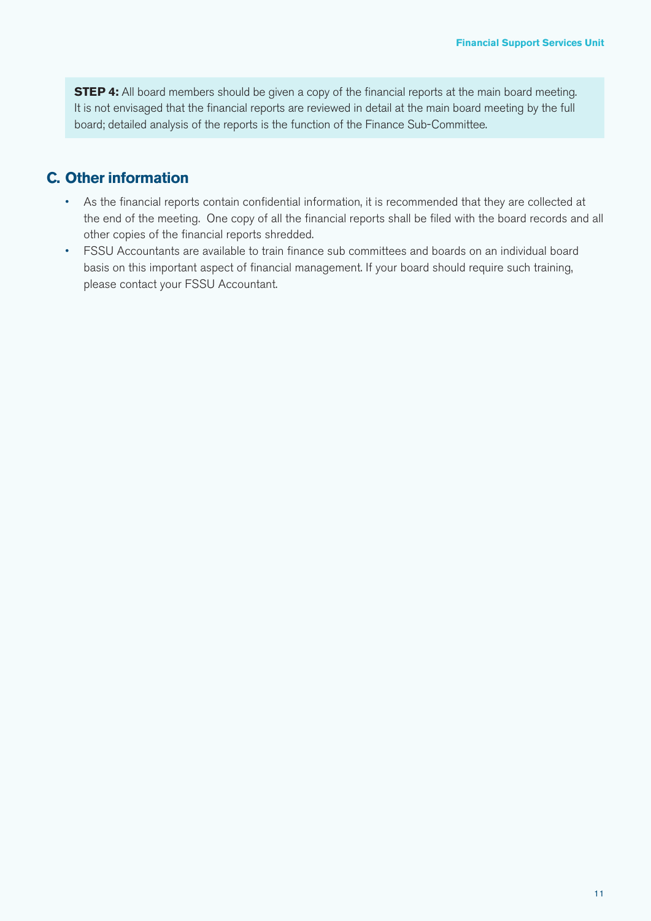**STEP 4:** All board members should be given a copy of the financial reports at the main board meeting. It is not envisaged that the financial reports are reviewed in detail at the main board meeting by the full board; detailed analysis of the reports is the function of the Finance Sub-Committee.

## C. Other information

- As the financial reports contain confidential information, it is recommended that they are collected at the end of the meeting. One copy of all the financial reports shall be filed with the board records and all other copies of the financial reports shredded.
- FSSU Accountants are available to train finance sub committees and boards on an individual board basis on this important aspect of financial management. If your board should require such training, please contact your FSSU Accountant.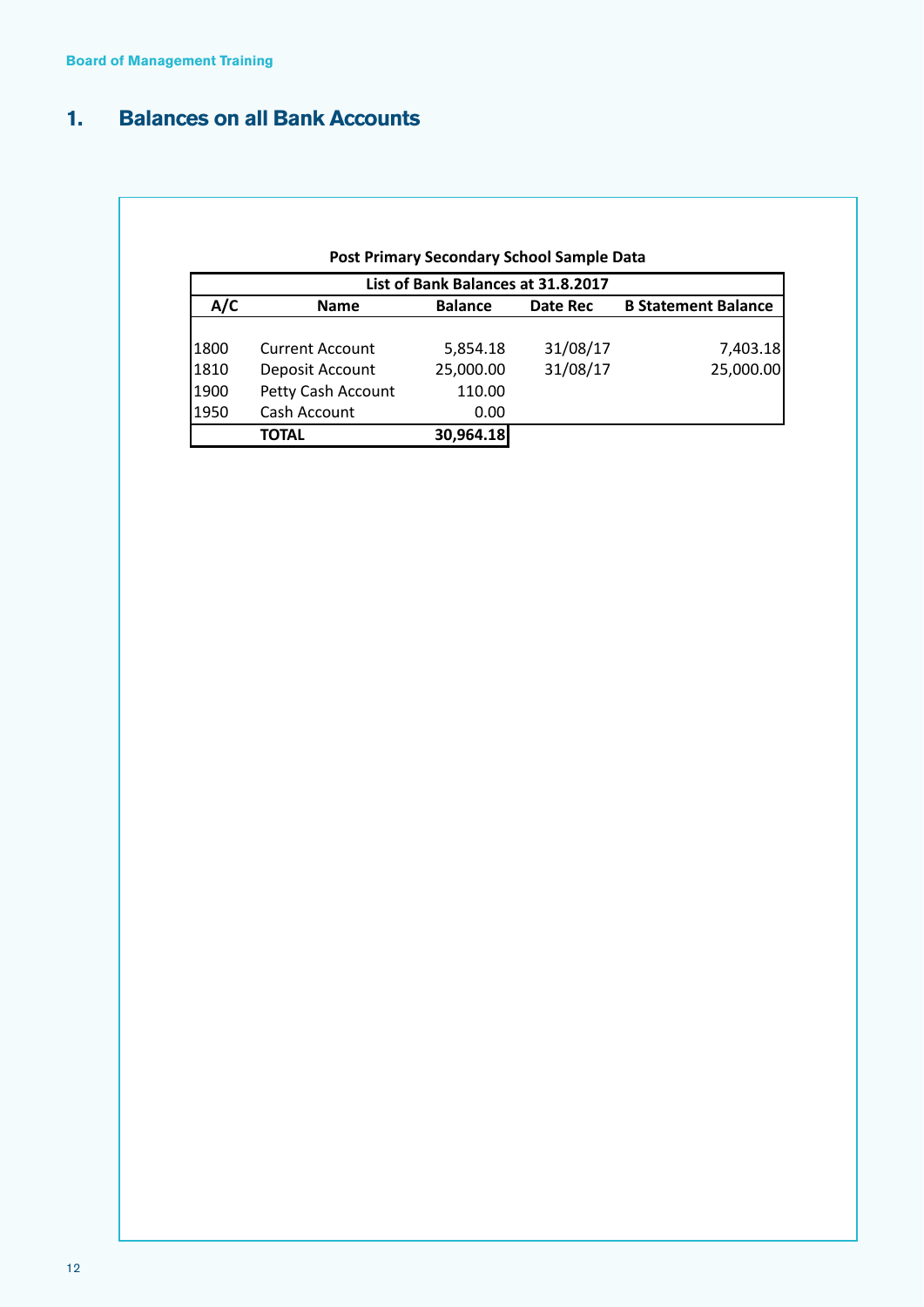# 1. Balances on all Bank Accounts

**Post Primary Secondary School Sample Data**

| List of Bank Balances at 31.8.2017 | | | | |
|---|---|---|---|---|
| **A/C** | **Name** | **Balance** | **Date Rec** | **B Statement Balance** |
| 1800 | Current Account | 5,854.18 | 31/08/17 | 7,403.18 |
| 1810 | Deposit Account | 25,000.00 | 31/08/17 | 25,000.00 |
| 1900 | Petty Cash Account | 110.00 | | |
| 1950 | Cash Account | 0.00 | | |
| | **TOTAL** | **30,964.18** | | |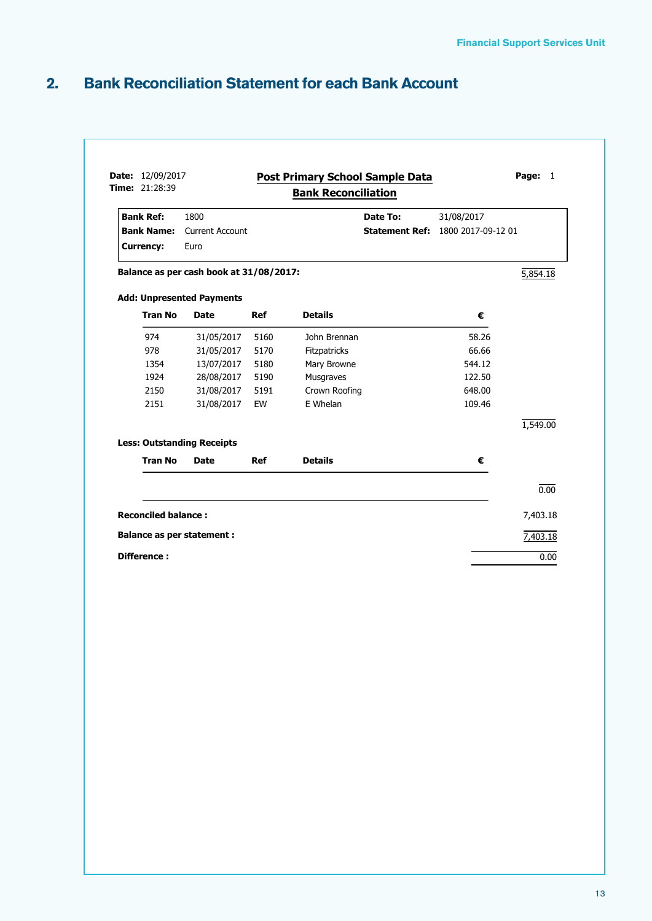## 2. Bank Reconciliation Statement for each Bank Account

**Date:** 12/09/2017
**Time:** 21:28:39

**Post Primary School Sample Data**
**Bank Reconciliation**

**Page:** 1

| | | | |
|---|---|---|---|
| **Bank Ref:** | 1800 | **Date To:** | 31/08/2017 |
| **Bank Name:** | Current Account | **Statement Ref:** | 1800 2017-09-12 01 |
| **Currency:** | Euro | | |

**Balance as per cash book at 31/08/2017:** 5,854.18

**Add: Unpresented Payments**

| Tran No | Date | Ref | Details | € |
|---|---|---|---|---|
| 974 | 31/05/2017 | 5160 | John Brennan | 58.26 |
| 978 | 31/05/2017 | 5170 | Fitzpatricks | 66.66 |
| 1354 | 13/07/2017 | 5180 | Mary Browne | 544.12 |
| 1924 | 28/08/2017 | 5190 | Musgraves | 122.50 |
| 2150 | 31/08/2017 | 5191 | Crown Roofing | 648.00 |
| 2151 | 31/08/2017 | EW | E Whelan | 109.46 |

1,549.00

**Less: Outstanding Receipts**

| Tran No | Date | Ref | Details | € |
|---|---|---|---|---|

0.00

**Reconciled balance :** 7,403.18

**Balance as per statement :** 7,403.18

**Difference :** 0.00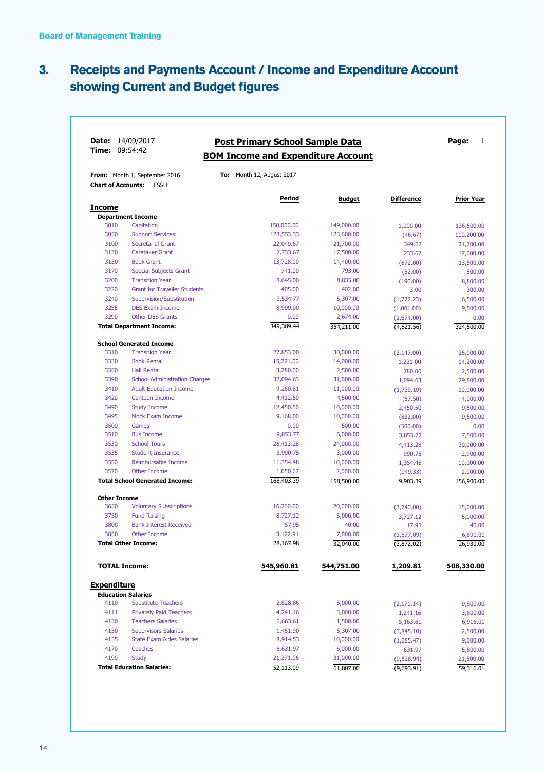## 3. Receipts and Payments Account / Income and Expenditure Account showing Current and Budget figures

**Date:** 14/09/2017
**Time:** 09:54:42

**Post Primary School Sample Data**
**BOM Income and Expenditure Account**

**Page:** 1

**From:** Month 1, September 2016 **To:** Month 12, August 2017
**Chart of Accounts:** FSSU

| | | Period | Budget | Difference | Prior Year |
|---|---|---|---|---|---|
| **Income** | | | | | |
| **Department Income** | | | | | |
| 3010 | Capitation | 150,000.00 | 149,000.00 | 1,000.00 | 136,500.00 |
| 3050 | Support Services | 123,553.33 | 123,600.00 | (46.67) | 110,200.00 |
| 3100 | Secretarial Grant | 22,049.67 | 21,700.00 | 349.67 | 21,700.00 |
| 3130 | Caretaker Grant | 17,733.67 | 17,500.00 | 233.67 | 17,000.00 |
| 3150 | Book Grant | 13,728.00 | 14,400.00 | (672.00) | 13,500.00 |
| 3170 | Special Subjects Grant | 741.00 | 793.00 | (52.00) | 500.00 |
| 3200 | Transition Year | 8,645.00 | 8,835.00 | (190.00) | 8,800.00 |
| 3220 | Grant for Traveller Students | 405.00 | 402.00 | 3.00 | 300.00 |
| 3240 | Supervision/Substitution | 3,534.77 | 5,307.00 | (1,772.23) | 6,500.00 |
| 3255 | DES Exam Income | 8,999.00 | 10,000.00 | (1,001.00) | 9,500.00 |
| 3290 | Other DES Grants | 0.00 | 2,674.00 | (2,674.00) | 0.00 |
| **Total Department Income:** | | 349,389.44 | 354,211.00 | (4,821.56) | 324,500.00 |
| **School Generated Income** | | | | | |
| 3310 | Transition Year | 27,853.00 | 30,000.00 | (2,147.00) | 26,000.00 |
| 3330 | Book Rental | 15,221.00 | 14,000.00 | 1,221.00 | 14,200.00 |
| 3350 | Hall Rental | 3,280.00 | 2,500.00 | 780.00 | 2,500.00 |
| 3390 | School Administration Charges | 32,094.63 | 31,000.00 | 1,094.63 | 29,800.00 |
| 3410 | Adult Education Income | 9,260.81 | 11,000.00 | (1,739.19) | 10,000.00 |
| 3420 | Canteen Income | 4,412.50 | 4,500.00 | (87.50) | 4,000.00 |
| 3490 | Study Income | 12,450.50 | 10,000.00 | 2,450.50 | 9,500.00 |
| 3495 | Mock Exam Income | 9,168.00 | 10,000.00 | (832.00) | 9,500.00 |
| 3500 | Games | 0.00 | 500.00 | (500.00) | 0.00 |
| 3510 | Bus Income | 9,853.77 | 6,000.00 | 3,853.77 | 7,500.00 |
| 3530 | School Tours | 28,413.28 | 24,000.00 | 4,413.28 | 30,000.00 |
| 3535 | Student Insurance | 3,990.75 | 3,000.00 | 990.75 | 2,900.00 |
| 3550 | Reimbursable Income | 11,354.48 | 10,000.00 | 1,354.48 | 10,000.00 |
| 3570 | Other Income | 1,050.67 | 2,000.00 | (949.33) | 1,000.00 |
| **Total School Generated Income:** | | 168,403.39 | 158,500.00 | 9,903.39 | 156,900.00 |
| **Other Income** | | | | | |
| 3650 | Voluntary Subscriptions | 16,260.00 | 20,000.00 | (3,740.00) | 15,000.00 |
| 3750 | Fund Raising | 8,727.12 | 5,000.00 | 3,727.12 | 5,000.00 |
| 3800 | Bank Interest Received | 57.95 | 40.00 | 17.95 | 40.00 |
| 3850 | Other Income | 3,122.91 | 7,000.00 | (3,877.09) | 6,890.00 |
| **Total Other Income:** | | 28,167.98 | 32,040.00 | (3,872.02) | 26,930.00 |
| **TOTAL Income:** | | **545,960.81** | **544,751.00** | **1,209.81** | **508,330.00** |
| **Expenditure** | | | | | |
| **Education Salaries** | | | | | |
| 4110 | Substitute Teachers | 2,828.86 | 5,000.00 | (2,171.14) | 9,800.00 |
| 4111 | Privately Paid Teachers | 4,241.16 | 3,000.00 | 1,241.16 | 3,800.00 |
| 4130 | Teachers Salaries | 6,663.61 | 1,500.00 | 5,163.61 | 6,916.01 |
| 4150 | Supervisors Salaries | 1,461.90 | 5,307.00 | (3,845.10) | 2,500.00 |
| 4155 | State Exam Aides Salaries | 8,914.53 | 10,000.00 | (1,085.47) | 9,000.00 |
| 4170 | Coaches | 6,631.97 | 6,000.00 | 631.97 | 5,800.00 |
| 4190 | Study | 21,371.06 | 31,000.00 | (9,628.94) | 21,500.00 |
| **Total Education Salaries:** | | 52,113.09 | 61,807.00 | (9,693.91) | 59,316.01 |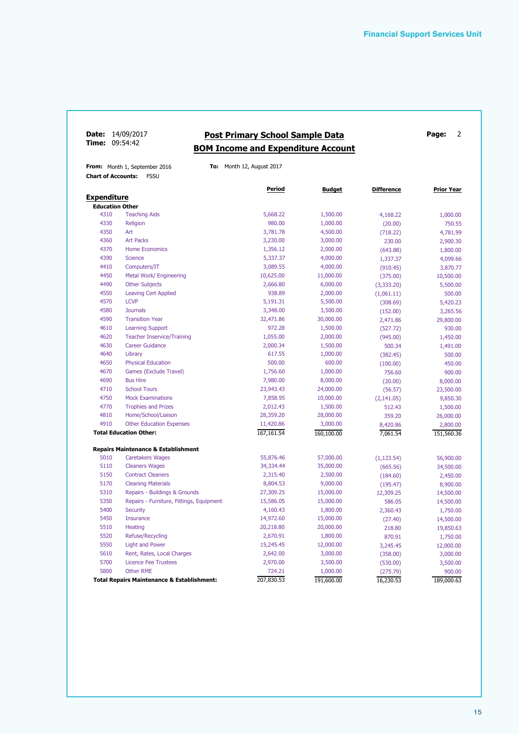**Date:** 14/09/2017
**Time:** 09:54:42

**Page:** 2

## Post Primary School Sample Data

## BOM Income and Expenditure Account

**From:** Month 1, September 2016 **To:** Month 12, August 2017

**Chart of Accounts:** FSSU

## Expenditure

| | | Period | Budget | Difference | Prior Year |
|---|---|---|---|---|---|
| **Education Other** | | | | | |
| 4310 | Teaching Aids | 5,668.22 | 1,500.00 | 4,168.22 | 1,000.00 |
| 4330 | Religion | 980.00 | 1,000.00 | (20.00) | 750.55 |
| 4350 | Art | 3,781.78 | 4,500.00 | (718.22) | 4,781.99 |
| 4360 | Art Packs | 3,230.00 | 3,000.00 | 230.00 | 2,900.30 |
| 4370 | Home Economics | 1,356.12 | 2,000.00 | (643.88) | 1,800.00 |
| 4390 | Science | 5,337.37 | 4,000.00 | 1,337.37 | 4,099.66 |
| 4410 | Computers/IT | 3,089.55 | 4,000.00 | (910.45) | 3,870.77 |
| 4450 | Metal Work/ Engineering | 10,625.00 | 11,000.00 | (375.00) | 10,500.00 |
| 4490 | Other Subjects | 2,666.80 | 6,000.00 | (3,333.20) | 5,500.00 |
| 4550 | Leaving Cert Applied | 938.89 | 2,000.00 | (1,061.11) | 500.00 |
| 4570 | LCVP | 5,191.31 | 5,500.00 | (308.69) | 5,420.23 |
| 4580 | Journals | 3,348.00 | 3,500.00 | (152.00) | 3,265.56 |
| 4590 | Transition Year | 32,471.86 | 30,000.00 | 2,471.86 | 29,800.00 |
| 4610 | Learning Support | 972.28 | 1,500.00 | (527.72) | 930.00 |
| 4620 | Teacher Inservice/Training | 1,055.00 | 2,000.00 | (945.00) | 1,450.00 |
| 4630 | Career Guidance | 2,000.34 | 1,500.00 | 500.34 | 1,491.00 |
| 4640 | Library | 617.55 | 1,000.00 | (382.45) | 500.00 |
| 4650 | Physical Education | 500.00 | 600.00 | (100.00) | 450.00 |
| 4670 | Games (Exclude Travel) | 1,756.60 | 1,000.00 | 756.60 | 900.00 |
| 4690 | Bus Hire | 7,980.00 | 8,000.00 | (20.00) | 8,000.00 |
| 4710 | School Tours | 23,943.43 | 24,000.00 | (56.57) | 23,500.00 |
| 4750 | Mock Examinations | 7,858.95 | 10,000.00 | (2,141.05) | 9,850.30 |
| 4770 | Trophies and Prizes | 2,012.43 | 1,500.00 | 512.43 | 1,500.00 |
| 4810 | Home/School/Liaison | 28,359.20 | 28,000.00 | 359.20 | 26,000.00 |
| 4910 | Other Education Expenses | 11,420.86 | 3,000.00 | 8,420.86 | 2,800.00 |
| **Total Education Other:** | | 167,161.54 | 160,100.00 | 7,061.54 | 151,560.36 |
| **Repairs Maintenance & Establishment** | | | | | |
| 5010 | Caretakers Wages | 55,876.46 | 57,000.00 | (1,123.54) | 56,900.00 |
| 5110 | Cleaners Wages | 34,334.44 | 35,000.00 | (665.56) | 34,500.00 |
| 5150 | Contract Cleaners | 2,315.40 | 2,500.00 | (184.60) | 2,450.00 |
| 5170 | Cleaning Materials | 8,804.53 | 9,000.00 | (195.47) | 8,900.00 |
| 5310 | Repairs - Buildings & Grounds | 27,309.25 | 15,000.00 | 12,309.25 | 14,500.00 |
| 5350 | Repairs - Furniture, Fittings, Equipment | 15,586.05 | 15,000.00 | 586.05 | 14,500.00 |
| 5400 | Security | 4,160.43 | 1,800.00 | 2,360.43 | 1,750.00 |
| 5450 | Insurance | 14,972.60 | 15,000.00 | (27.40) | 14,500.00 |
| 5510 | Heating | 20,218.80 | 20,000.00 | 218.80 | 19,850.63 |
| 5520 | Refuse/Recycling | 2,670.91 | 1,800.00 | 870.91 | 1,750.00 |
| 5550 | Light and Power | 15,245.45 | 12,000.00 | 3,245.45 | 12,000.00 |
| 5610 | Rent, Rates, Local Charges | 2,642.00 | 3,000.00 | (358.00) | 3,000.00 |
| 5700 | Licence Fee Trustees | 2,970.00 | 3,500.00 | (530.00) | 3,500.00 |
| 5800 | Other RME | 724.21 | 1,000.00 | (275.79) | 900.00 |
| **Total Repairs Maintenance & Establishment:** | | 207,830.53 | 191,600.00 | 16,230.53 | 189,000.63 |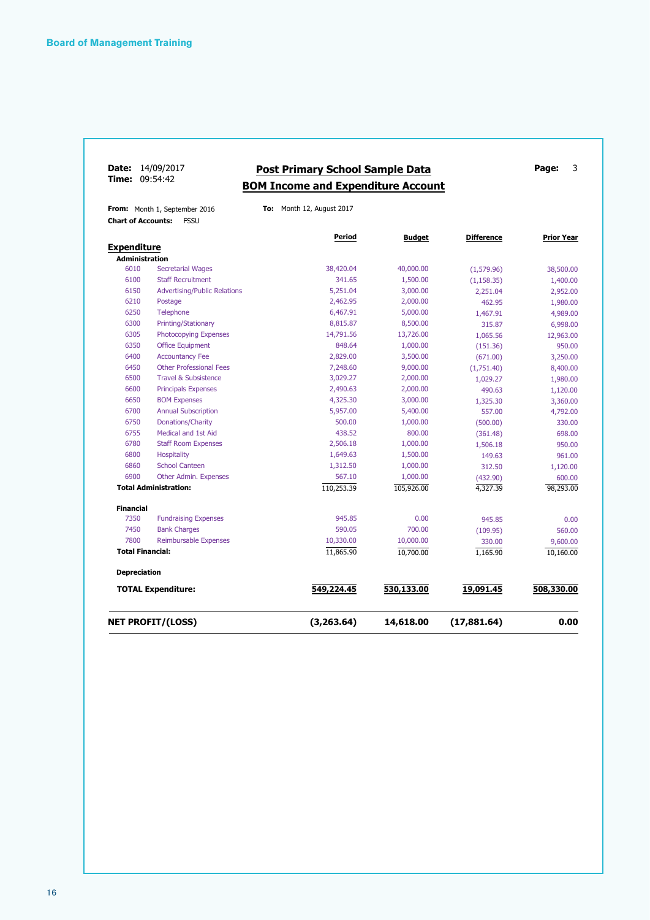**Date:** 14/09/2017
**Time:** 09:54:42

## Post Primary School Sample Data
## BOM Income and Expenditure Account

**Page:** 3

**From:** Month 1, September 2016 **To:** Month 12, August 2017
**Chart of Accounts:** FSSU

| | | Period | Budget | Difference | Prior Year |
|---|---|---|---|---|---|
| **Expenditure** | | | | | |
| **Administration** | | | | | |
| 6010 | Secretarial Wages | 38,420.04 | 40,000.00 | (1,579.96) | 38,500.00 |
| 6100 | Staff Recruitment | 341.65 | 1,500.00 | (1,158.35) | 1,400.00 |
| 6150 | Advertising/Public Relations | 5,251.04 | 3,000.00 | 2,251.04 | 2,952.00 |
| 6210 | Postage | 2,462.95 | 2,000.00 | 462.95 | 1,980.00 |
| 6250 | Telephone | 6,467.91 | 5,000.00 | 1,467.91 | 4,989.00 |
| 6300 | Printing/Stationary | 8,815.87 | 8,500.00 | 315.87 | 6,998.00 |
| 6305 | Photocopying Expenses | 14,791.56 | 13,726.00 | 1,065.56 | 12,963.00 |
| 6350 | Office Equipment | 848.64 | 1,000.00 | (151.36) | 950.00 |
| 6400 | Accountancy Fee | 2,829.00 | 3,500.00 | (671.00) | 3,250.00 |
| 6450 | Other Professional Fees | 7,248.60 | 9,000.00 | (1,751.40) | 8,400.00 |
| 6500 | Travel & Subsistence | 3,029.27 | 2,000.00 | 1,029.27 | 1,980.00 |
| 6600 | Principals Expenses | 2,490.63 | 2,000.00 | 490.63 | 1,120.00 |
| 6650 | BOM Expenses | 4,325.30 | 3,000.00 | 1,325.30 | 3,360.00 |
| 6700 | Annual Subscription | 5,957.00 | 5,400.00 | 557.00 | 4,792.00 |
| 6750 | Donations/Charity | 500.00 | 1,000.00 | (500.00) | 330.00 |
| 6755 | Medical and 1st Aid | 438.52 | 800.00 | (361.48) | 698.00 |
| 6780 | Staff Room Expenses | 2,506.18 | 1,000.00 | 1,506.18 | 950.00 |
| 6800 | Hospitality | 1,649.63 | 1,500.00 | 149.63 | 961.00 |
| 6860 | School Canteen | 1,312.50 | 1,000.00 | 312.50 | 1,120.00 |
| 6900 | Other Admin. Expenses | 567.10 | 1,000.00 | (432.90) | 600.00 |
| **Total Administration:** | | 110,253.39 | 105,926.00 | 4,327.39 | 98,293.00 |
| **Financial** | | | | | |
| 7350 | Fundraising Expenses | 945.85 | 0.00 | 945.85 | 0.00 |
| 7450 | Bank Charges | 590.05 | 700.00 | (109.95) | 560.00 |
| 7800 | Reimbursable Expenses | 10,330.00 | 10,000.00 | 330.00 | 9,600.00 |
| **Total Financial:** | | 11,865.90 | 10,700.00 | 1,165.90 | 10,160.00 |
| **Depreciation** | | | | | |
| **TOTAL Expenditure:** | | **549,224.45** | **530,133.00** | **19,091.45** | **508,330.00** |
| **NET PROFIT/(LOSS)** | | **(3,263.64)** | **14,618.00** | **(17,881.64)** | **0.00** |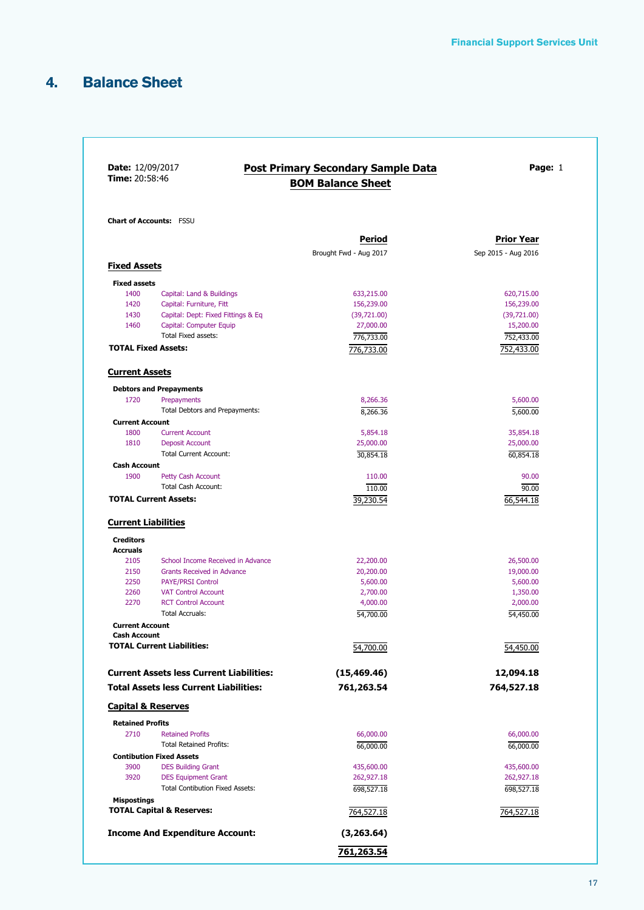# 4. Balance Sheet

**Date:** 12/09/2017
**Time:** 20:58:46

**Post Primary Secondary Sample Data**
**BOM Balance Sheet**

**Page:** 1

**Chart of Accounts:** FSSU

| | | **Period** | **Prior Year** |
|---|---|---|---|
| | | Brought Fwd - Aug 2017 | Sep 2015 - Aug 2016 |
| **Fixed Assets** | | | |
| **Fixed assets** | | | |
| 1400 | Capital: Land & Buildings | 633,215.00 | 620,715.00 |
| 1420 | Capital: Furniture, Fitt | 156,239.00 | 156,239.00 |
| 1430 | Capital: Dept: Fixed Fittings & Eq | (39,721.00) | (39,721.00) |
| 1460 | Capital: Computer Equip | 27,000.00 | 15,200.00 |
| | Total Fixed assets: | 776,733.00 | 752,433.00 |
| **TOTAL Fixed Assets:** | | 776,733.00 | 752,433.00 |
| **Current Assets** | | | |
| **Debtors and Prepayments** | | | |
| 1720 | Prepayments | 8,266.36 | 5,600.00 |
| | Total Debtors and Prepayments: | 8,266.36 | 5,600.00 |
| **Current Account** | | | |
| 1800 | Current Account | 5,854.18 | 35,854.18 |
| 1810 | Deposit Account | 25,000.00 | 25,000.00 |
| | Total Current Account: | 30,854.18 | 60,854.18 |
| **Cash Account** | | | |
| 1900 | Petty Cash Account | 110.00 | 90.00 |
| | Total Cash Account: | 110.00 | 90.00 |
| **TOTAL Current Assets:** | | 39,230.54 | 66,544.18 |
| **Current Liabilities** | | | |
| **Creditors** | | | |
| **Accruals** | | | |
| 2105 | School Income Received in Advance | 22,200.00 | 26,500.00 |
| 2150 | Grants Received in Advance | 20,200.00 | 19,000.00 |
| 2250 | PAYE/PRSI Control | 5,600.00 | 5,600.00 |
| 2260 | VAT Control Account | 2,700.00 | 1,350.00 |
| 2270 | RCT Control Account | 4,000.00 | 2,000.00 |
| | Total Accruals: | 54,700.00 | 54,450.00 |
| **Current Account** | | | |
| **Cash Account** | | | |
| **TOTAL Current Liabilities:** | | 54,700.00 | 54,450.00 |
| **Current Assets less Current Liabilities:** | | **(15,469.46)** | **12,094.18** |
| **Total Assets less Current Liabilities:** | | **761,263.54** | **764,527.18** |
| **Capital & Reserves** | | | |
| **Retained Profits** | | | |
| 2710 | Retained Profits | 66,000.00 | 66,000.00 |
| | Total Retained Profits: | 66,000.00 | 66,000.00 |
| **Contibution Fixed Assets** | | | |
| 3900 | DES Building Grant | 435,600.00 | 435,600.00 |
| 3920 | DES Equipment Grant | 262,927.18 | 262,927.18 |
| | Total Contibution Fixed Assets: | 698,527.18 | 698,527.18 |
| **Mispostings** | | | |
| **TOTAL Capital & Reserves:** | | 764,527.18 | 764,527.18 |
| **Income And Expenditure Account:** | | **(3,263.64)** | |
| | | **761,263.54** | |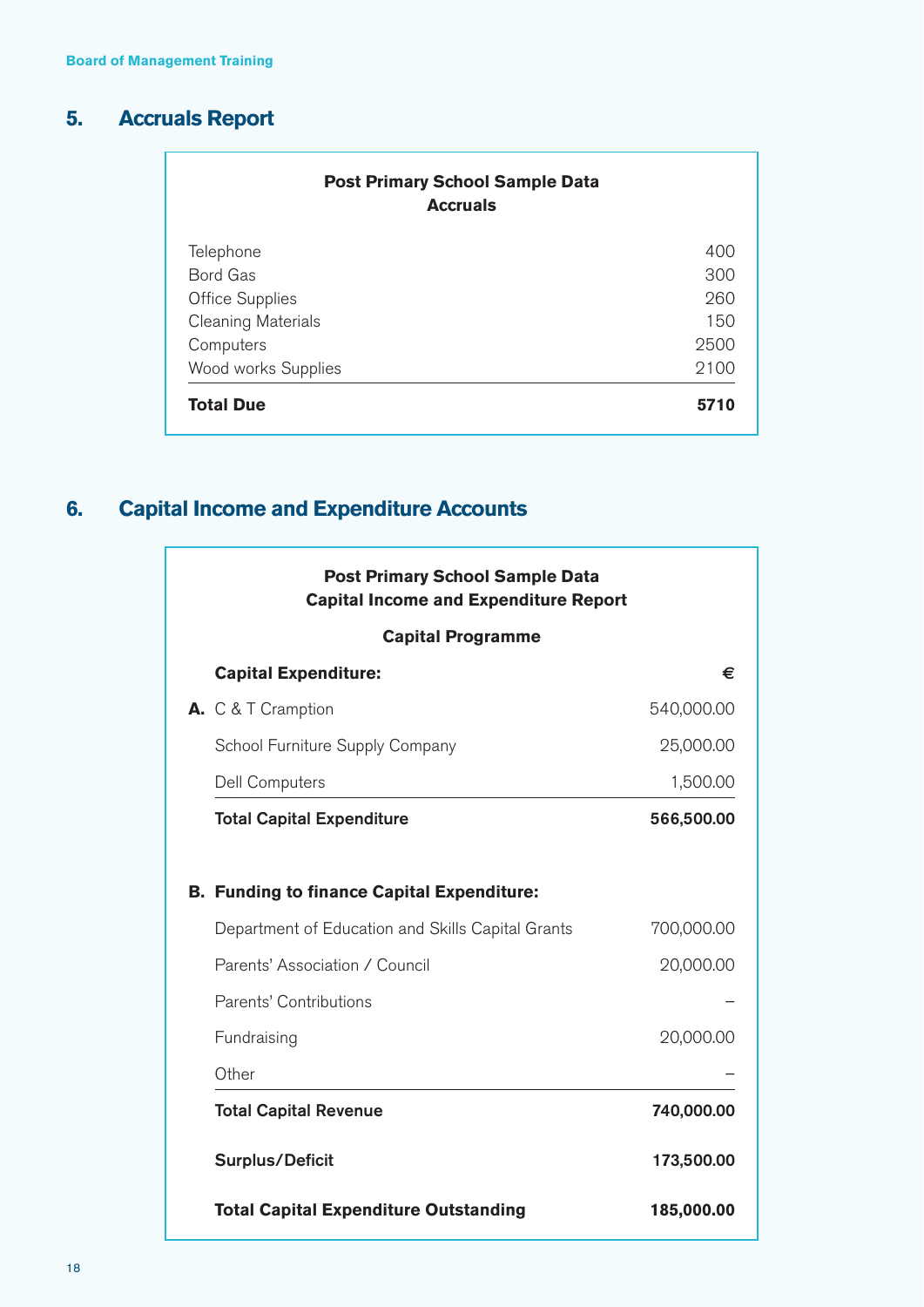## 5. Accruals Report

| | |
|---|---|
| **Post Primary School Sample Data** | |
| **Accruals** | |
| Telephone | 400 |
| Bord Gas | 300 |
| Office Supplies | 260 |
| Cleaning Materials | 150 |
| Computers | 2500 |
| Wood works Supplies | 2100 |
| **Total Due** | **5710** |

## 6. Capital Income and Expenditure Accounts

**Post Primary School Sample Data**
**Capital Income and Expenditure Report**

**Capital Programme**

| | | |
|---|---|---|
| | **Capital Expenditure:** | **€** |
| **A.** | C & T Crampton | 540,000.00 |
| | School Furniture Supply Company | 25,000.00 |
| | Dell Computers | 1,500.00 |
| | **Total Capital Expenditure** | **566,500.00** |
| **B.** | **Funding to finance Capital Expenditure:** | |
| | Department of Education and Skills Capital Grants | 700,000.00 |
| | Parents' Association / Council | 20,000.00 |
| | Parents' Contributions | – |
| | Fundraising | 20,000.00 |
| | Other | – |
| | **Total Capital Revenue** | **740,000.00** |
| | **Surplus/Deficit** | **173,500.00** |
| | **Total Capital Expenditure Outstanding** | **185,000.00** |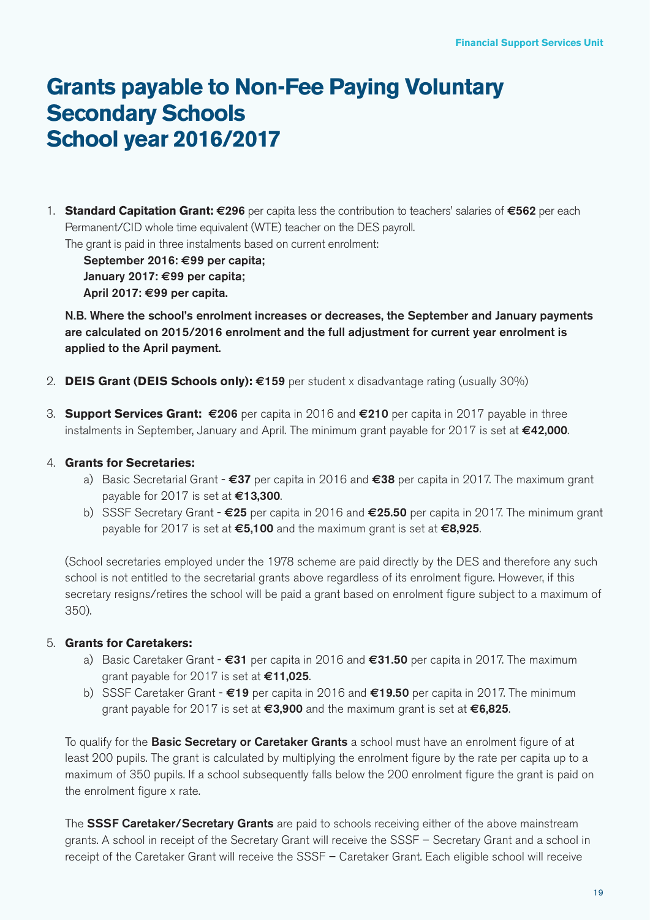# Grants payable to Non-Fee Paying Voluntary Secondary Schools School year 2016/2017

1. **Standard Capitation Grant: €296** per capita less the contribution to teachers' salaries of **€562** per each Permanent/CID whole time equivalent (WTE) teacher on the DES payroll.
   The grant is paid in three instalments based on current enrolment:
   **September 2016: €99 per capita;**
   **January 2017: €99 per capita;**
   **April 2017: €99 per capita.**

   **N.B. Where the school's enrolment increases or decreases, the September and January payments are calculated on 2015/2016 enrolment and the full adjustment for current year enrolment is applied to the April payment.**

2. **DEIS Grant (DEIS Schools only): €159** per student x disadvantage rating (usually 30%)

3. **Support Services Grant: €206** per capita in 2016 and **€210** per capita in 2017 payable in three instalments in September, January and April. The minimum grant payable for 2017 is set at **€42,000**.

4. **Grants for Secretaries:**
   a) Basic Secretarial Grant - **€37** per capita in 2016 and **€38** per capita in 2017. The maximum grant payable for 2017 is set at **€13,300**.
   b) SSSF Secretary Grant - **€25** per capita in 2016 and **€25.50** per capita in 2017. The minimum grant payable for 2017 is set at **€5,100** and the maximum grant is set at **€8,925**.

   (School secretaries employed under the 1978 scheme are paid directly by the DES and therefore any such school is not entitled to the secretarial grants above regardless of its enrolment figure. However, if this secretary resigns/retires the school will be paid a grant based on enrolment figure subject to a maximum of 350).

5. **Grants for Caretakers:**
   a) Basic Caretaker Grant - **€31** per capita in 2016 and **€31.50** per capita in 2017. The maximum grant payable for 2017 is set at **€11,025**.
   b) SSSF Caretaker Grant - **€19** per capita in 2016 and **€19.50** per capita in 2017. The minimum grant payable for 2017 is set at **€3,900** and the maximum grant is set at **€6,825**.

   To qualify for the **Basic Secretary or Caretaker Grants** a school must have an enrolment figure of at least 200 pupils. The grant is calculated by multiplying the enrolment figure by the rate per capita up to a maximum of 350 pupils. If a school subsequently falls below the 200 enrolment figure the grant is paid on the enrolment figure x rate.

   The **SSSF Caretaker/Secretary Grants** are paid to schools receiving either of the above mainstream grants. A school in receipt of the Secretary Grant will receive the SSSF – Secretary Grant and a school in receipt of the Caretaker Grant will receive the SSSF – Caretaker Grant. Each eligible school will receive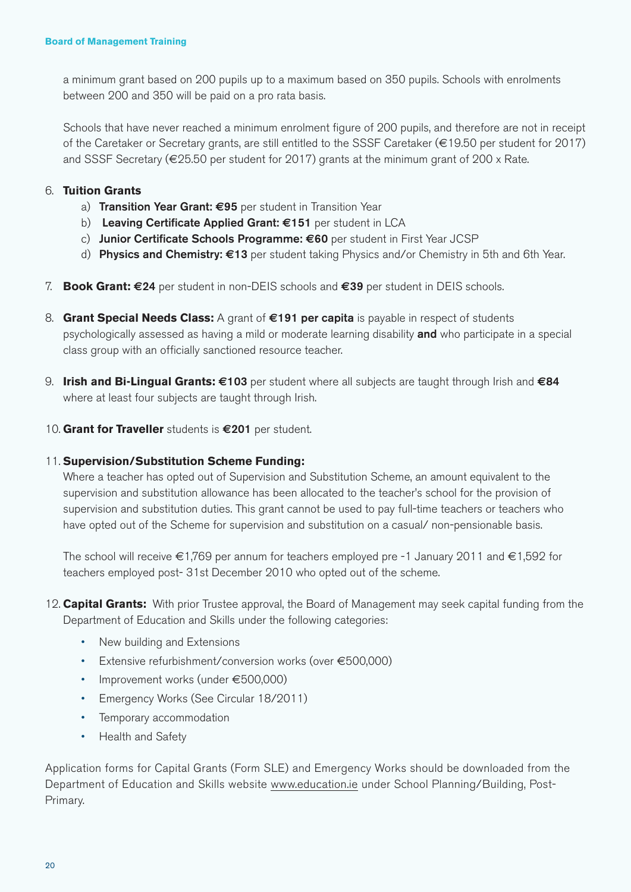a minimum grant based on 200 pupils up to a maximum based on 350 pupils. Schools with enrolments between 200 and 350 will be paid on a pro rata basis.

Schools that have never reached a minimum enrolment figure of 200 pupils, and therefore are not in receipt of the Caretaker or Secretary grants, are still entitled to the SSSF Caretaker (€19.50 per student for 2017) and SSSF Secretary (€25.50 per student for 2017) grants at the minimum grant of 200 x Rate.

6. **Tuition Grants**
   a) **Transition Year Grant: €95** per student in Transition Year
   b) **Leaving Certificate Applied Grant: €151** per student in LCA
   c) **Junior Certificate Schools Programme: €60** per student in First Year JCSP
   d) **Physics and Chemistry: €13** per student taking Physics and/or Chemistry in 5th and 6th Year.

7. **Book Grant: €24** per student in non-DEIS schools and **€39** per student in DEIS schools.

8. **Grant Special Needs Class:** A grant of **€191 per capita** is payable in respect of students psychologically assessed as having a mild or moderate learning disability **and** who participate in a special class group with an officially sanctioned resource teacher.

9. **Irish and Bi-Lingual Grants: €103** per student where all subjects are taught through Irish and **€84** where at least four subjects are taught through Irish.

10. **Grant for Traveller** students is **€201** per student.

11. **Supervision/Substitution Scheme Funding:**
    Where a teacher has opted out of Supervision and Substitution Scheme, an amount equivalent to the supervision and substitution allowance has been allocated to the teacher's school for the provision of supervision and substitution duties. This grant cannot be used to pay full-time teachers or teachers who have opted out of the Scheme for supervision and substitution on a casual/ non-pensionable basis.

    The school will receive €1,769 per annum for teachers employed pre -1 January 2011 and €1,592 for teachers employed post- 31st December 2010 who opted out of the scheme.

12. **Capital Grants:** With prior Trustee approval, the Board of Management may seek capital funding from the Department of Education and Skills under the following categories:
    - New building and Extensions
    - Extensive refurbishment/conversion works (over €500,000)
    - Improvement works (under €500,000)
    - Emergency Works (See Circular 18/2011)
    - Temporary accommodation
    - Health and Safety

Application forms for Capital Grants (Form SLE) and Emergency Works should be downloaded from the Department of Education and Skills website www.education.ie under School Planning/Building, Post-Primary.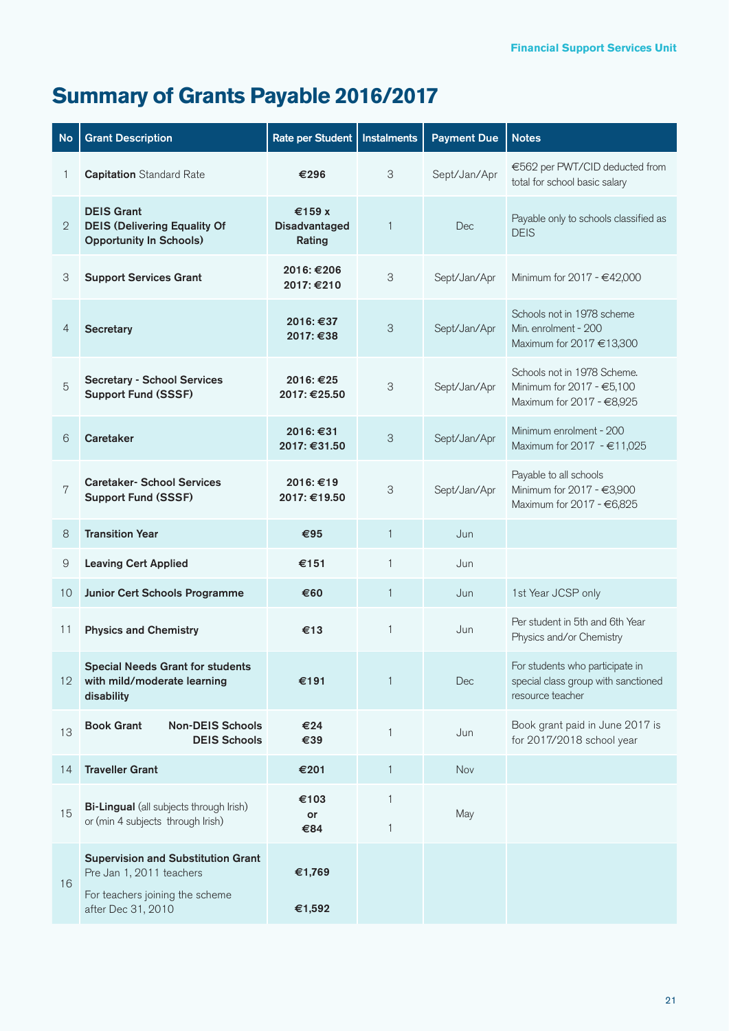## Summary of Grants Payable 2016/2017

| No | Grant Description | Rate per Student | Instalments | Payment Due | Notes |
|---|---|---|---|---|---|
| 1 | **Capitation** Standard Rate | **€296** | 3 | Sept/Jan/Apr | €562 per PWT/CID deducted from total for school basic salary |
| 2 | **DEIS Grant** **DEIS (Delivering Equality Of Opportunity In Schools)** | **€159 x Disadvantaged Rating** | 1 | Dec | Payable only to schools classified as DEIS |
| 3 | **Support Services Grant** | **2016: €206** **2017: €210** | 3 | Sept/Jan/Apr | Minimum for 2017 - €42,000 |
| 4 | **Secretary** | **2016: €37** **2017: €38** | 3 | Sept/Jan/Apr | Schools not in 1978 scheme Min. enrolment - 200 Maximum for 2017 €13,300 |
| 5 | **Secretary - School Services Support Fund (SSSF)** | **2016: €25** **2017: €25.50** | 3 | Sept/Jan/Apr | Schools not in 1978 Scheme. Minimum for 2017 - €5,100 Maximum for 2017 - €8,925 |
| 6 | **Caretaker** | **2016: €31** **2017: €31.50** | 3 | Sept/Jan/Apr | Minimum enrolment - 200 Maximum for 2017 - €11,025 |
| 7 | **Caretaker- School Services Support Fund (SSSF)** | **2016: €19** **2017: €19.50** | 3 | Sept/Jan/Apr | Payable to all schools Minimum for 2017 - €3,900 Maximum for 2017 - €6,825 |
| 8 | **Transition Year** | **€95** | 1 | Jun | |
| 9 | **Leaving Cert Applied** | **€151** | 1 | Jun | |
| 10 | **Junior Cert Schools Programme** | **€60** | 1 | Jun | 1st Year JCSP only |
| 11 | **Physics and Chemistry** | **€13** | 1 | Jun | Per student in 5th and 6th Year Physics and/or Chemistry |
| 12 | **Special Needs Grant for students with mild/moderate learning disability** | **€191** | 1 | Dec | For students who participate in special class group with sanctioned resource teacher |
| 13 | **Book Grant** **Non-DEIS Schools** **DEIS Schools** | **€24** **€39** | 1 | Jun | Book grant paid in June 2017 is for 2017/2018 school year |
| 14 | **Traveller Grant** | **€201** | 1 | Nov | |
| 15 | **Bi-Lingual** (all subjects through Irish) or (min 4 subjects through Irish) | **€103** or **€84** | 1 1 | May | |
| 16 | **Supervision and Substitution Grant** Pre Jan 1, 2011 teachers For teachers joining the scheme after Dec 31, 2010 | **€1,769** **€1,592** | | | |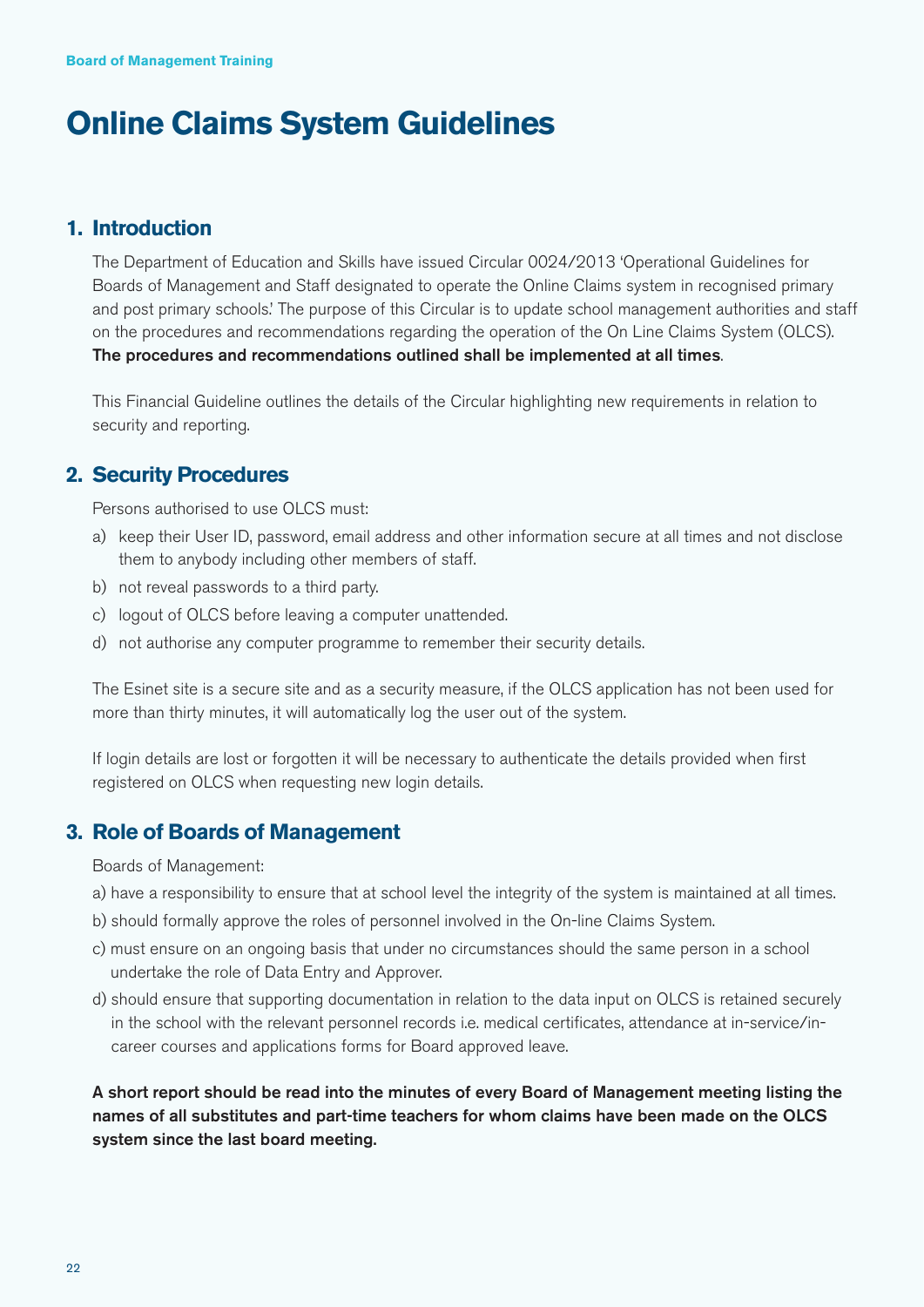Board of Management Training

# Online Claims System Guidelines

## 1. Introduction

The Department of Education and Skills have issued Circular 0024/2013 'Operational Guidelines for Boards of Management and Staff designated to operate the Online Claims system in recognised primary and post primary schools.' The purpose of this Circular is to update school management authorities and staff on the procedures and recommendations regarding the operation of the On Line Claims System (OLCS). **The procedures and recommendations outlined shall be implemented at all times**.

This Financial Guideline outlines the details of the Circular highlighting new requirements in relation to security and reporting.

## 2. Security Procedures

Persons authorised to use OLCS must:

a) keep their User ID, password, email address and other information secure at all times and not disclose them to anybody including other members of staff.
b) not reveal passwords to a third party.
c) logout of OLCS before leaving a computer unattended.
d) not authorise any computer programme to remember their security details.

The Esinet site is a secure site and as a security measure, if the OLCS application has not been used for more than thirty minutes, it will automatically log the user out of the system.

If login details are lost or forgotten it will be necessary to authenticate the details provided when first registered on OLCS when requesting new login details.

## 3. Role of Boards of Management

Boards of Management:

a) have a responsibility to ensure that at school level the integrity of the system is maintained at all times.
b) should formally approve the roles of personnel involved in the On-line Claims System.
c) must ensure on an ongoing basis that under no circumstances should the same person in a school undertake the role of Data Entry and Approver.
d) should ensure that supporting documentation in relation to the data input on OLCS is retained securely in the school with the relevant personnel records i.e. medical certificates, attendance at in-service/in-career courses and applications forms for Board approved leave.

**A short report should be read into the minutes of every Board of Management meeting listing the names of all substitutes and part-time teachers for whom claims have been made on the OLCS system since the last board meeting.**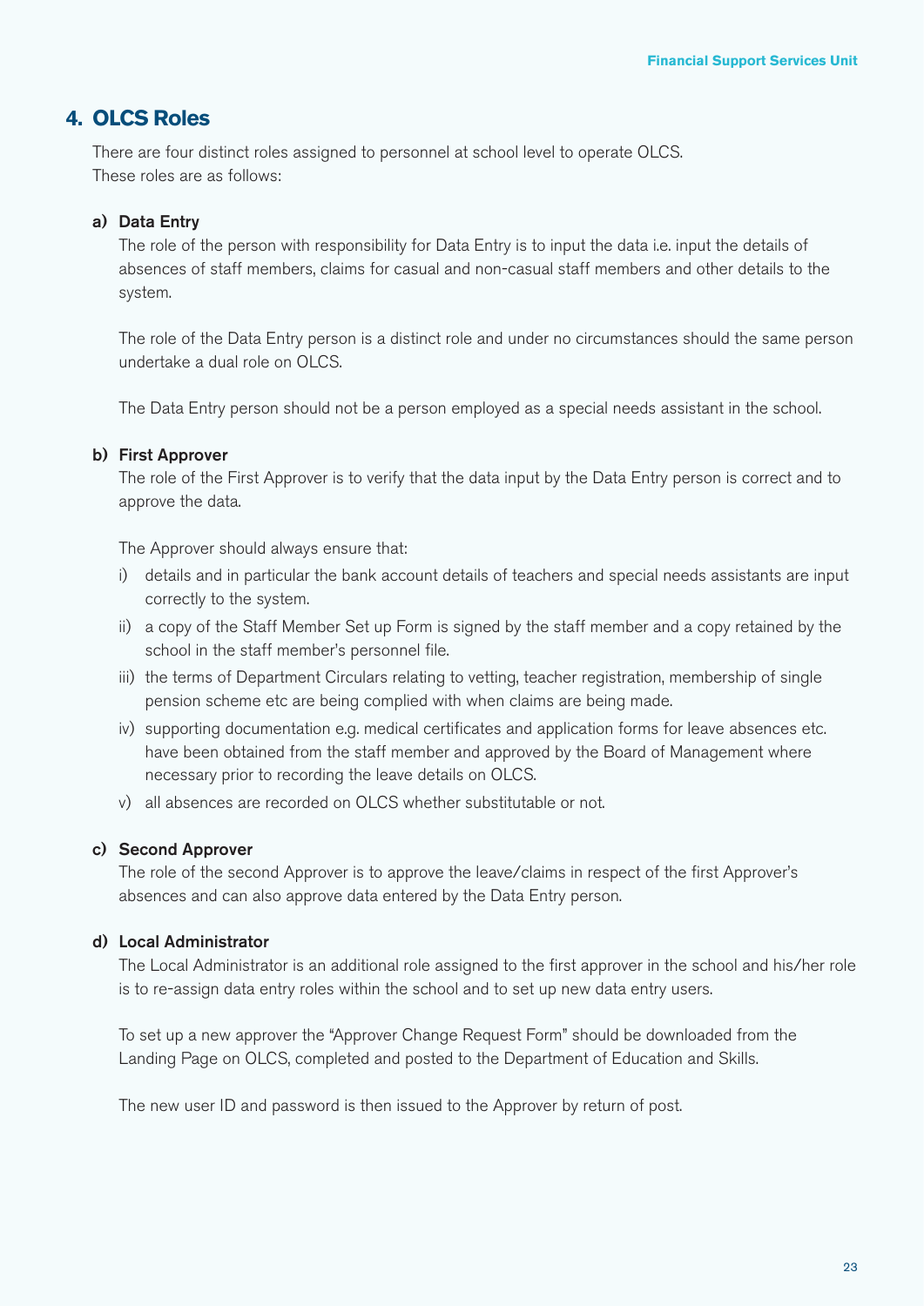## 4. OLCS Roles

There are four distinct roles assigned to personnel at school level to operate OLCS. These roles are as follows:

### a) Data Entry

The role of the person with responsibility for Data Entry is to input the data i.e. input the details of absences of staff members, claims for casual and non-casual staff members and other details to the system.

The role of the Data Entry person is a distinct role and under no circumstances should the same person undertake a dual role on OLCS.

The Data Entry person should not be a person employed as a special needs assistant in the school.

### b) First Approver

The role of the First Approver is to verify that the data input by the Data Entry person is correct and to approve the data.

The Approver should always ensure that:

i) details and in particular the bank account details of teachers and special needs assistants are input correctly to the system.

ii) a copy of the Staff Member Set up Form is signed by the staff member and a copy retained by the school in the staff member's personnel file.

iii) the terms of Department Circulars relating to vetting, teacher registration, membership of single pension scheme etc are being complied with when claims are being made.

iv) supporting documentation e.g. medical certificates and application forms for leave absences etc. have been obtained from the staff member and approved by the Board of Management where necessary prior to recording the leave details on OLCS.

v) all absences are recorded on OLCS whether substitutable or not.

### c) Second Approver

The role of the second Approver is to approve the leave/claims in respect of the first Approver's absences and can also approve data entered by the Data Entry person.

### d) Local Administrator

The Local Administrator is an additional role assigned to the first approver in the school and his/her role is to re-assign data entry roles within the school and to set up new data entry users.

To set up a new approver the "Approver Change Request Form" should be downloaded from the Landing Page on OLCS, completed and posted to the Department of Education and Skills.

The new user ID and password is then issued to the Approver by return of post.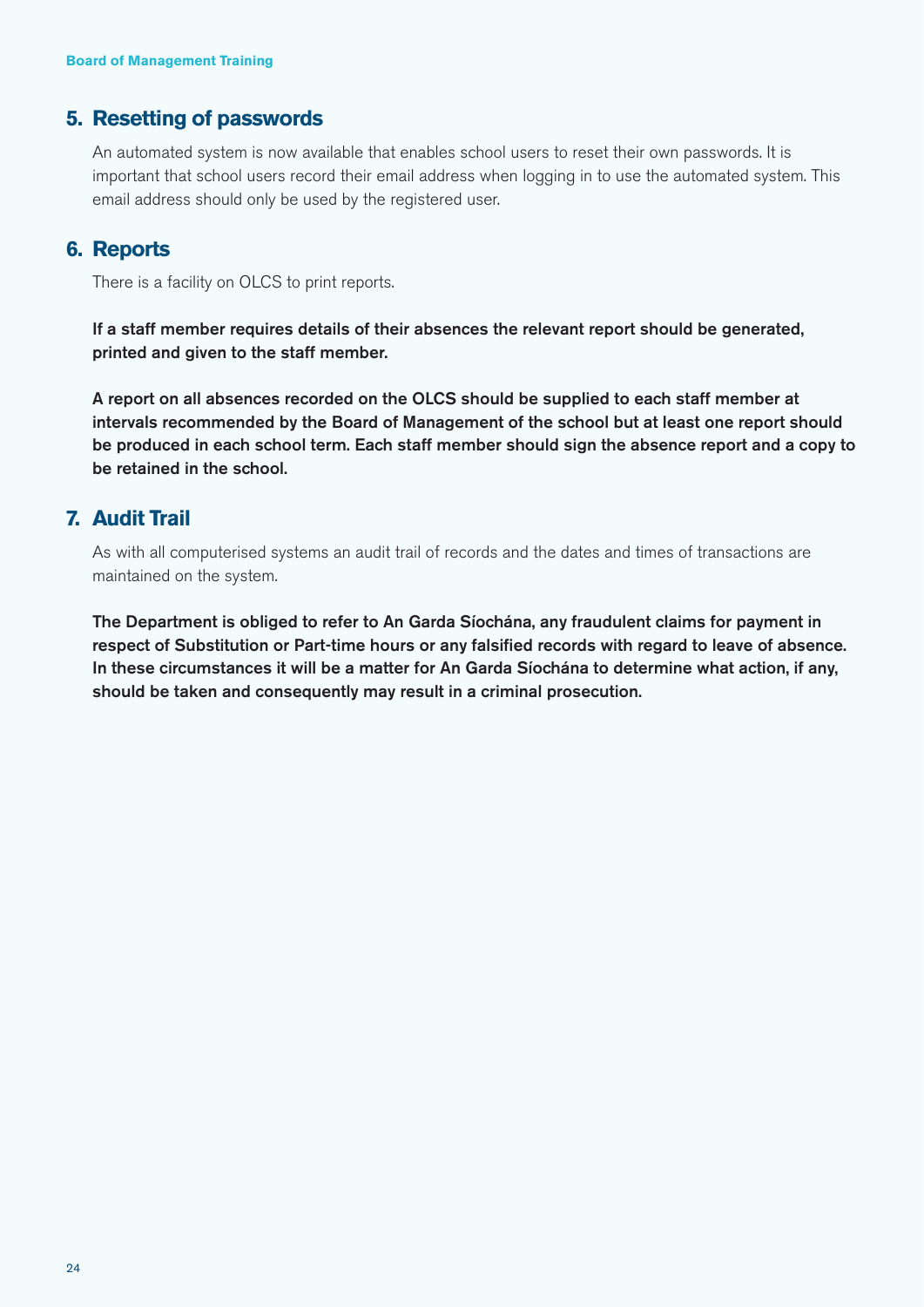## 5. Resetting of passwords

An automated system is now available that enables school users to reset their own passwords. It is important that school users record their email address when logging in to use the automated system. This email address should only be used by the registered user.

## 6. Reports

There is a facility on OLCS to print reports.

**If a staff member requires details of their absences the relevant report should be generated, printed and given to the staff member.**

**A report on all absences recorded on the OLCS should be supplied to each staff member at intervals recommended by the Board of Management of the school but at least one report should be produced in each school term. Each staff member should sign the absence report and a copy to be retained in the school.**

## 7. Audit Trail

As with all computerised systems an audit trail of records and the dates and times of transactions are maintained on the system.

**The Department is obliged to refer to An Garda Síochána, any fraudulent claims for payment in respect of Substitution or Part-time hours or any falsified records with regard to leave of absence. In these circumstances it will be a matter for An Garda Síochána to determine what action, if any, should be taken and consequently may result in a criminal prosecution.**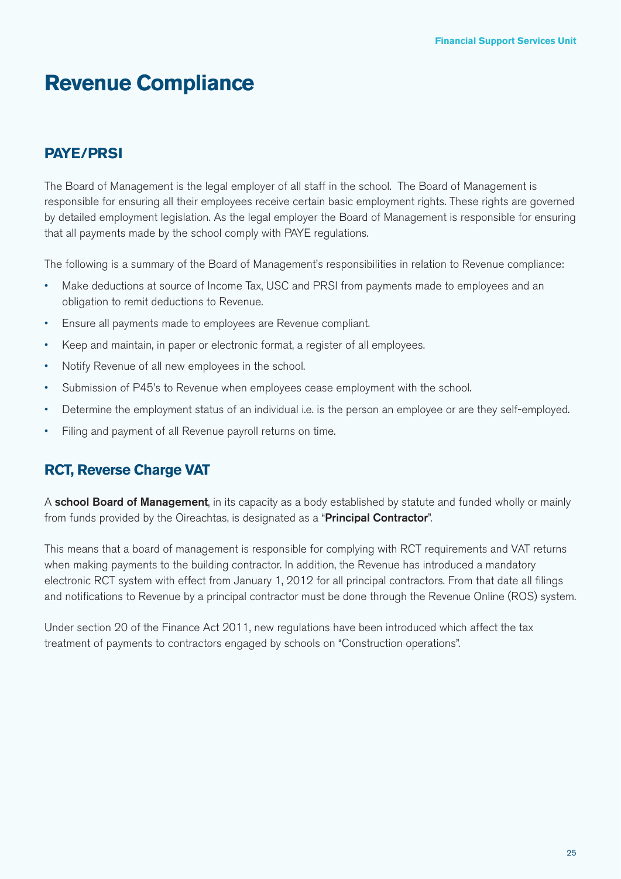# Revenue Compliance

## PAYE/PRSI

The Board of Management is the legal employer of all staff in the school. The Board of Management is responsible for ensuring all their employees receive certain basic employment rights. These rights are governed by detailed employment legislation. As the legal employer the Board of Management is responsible for ensuring that all payments made by the school comply with PAYE regulations.

The following is a summary of the Board of Management's responsibilities in relation to Revenue compliance:

- Make deductions at source of Income Tax, USC and PRSI from payments made to employees and an obligation to remit deductions to Revenue.
- Ensure all payments made to employees are Revenue compliant.
- Keep and maintain, in paper or electronic format, a register of all employees.
- Notify Revenue of all new employees in the school.
- Submission of P45's to Revenue when employees cease employment with the school.
- Determine the employment status of an individual i.e. is the person an employee or are they self-employed.
- Filing and payment of all Revenue payroll returns on time.

## RCT, Reverse Charge VAT

A **school Board of Management**, in its capacity as a body established by statute and funded wholly or mainly from funds provided by the Oireachtas, is designated as a "**Principal Contractor**".

This means that a board of management is responsible for complying with RCT requirements and VAT returns when making payments to the building contractor. In addition, the Revenue has introduced a mandatory electronic RCT system with effect from January 1, 2012 for all principal contractors. From that date all filings and notifications to Revenue by a principal contractor must be done through the Revenue Online (ROS) system.

Under section 20 of the Finance Act 2011, new regulations have been introduced which affect the tax treatment of payments to contractors engaged by schools on "Construction operations".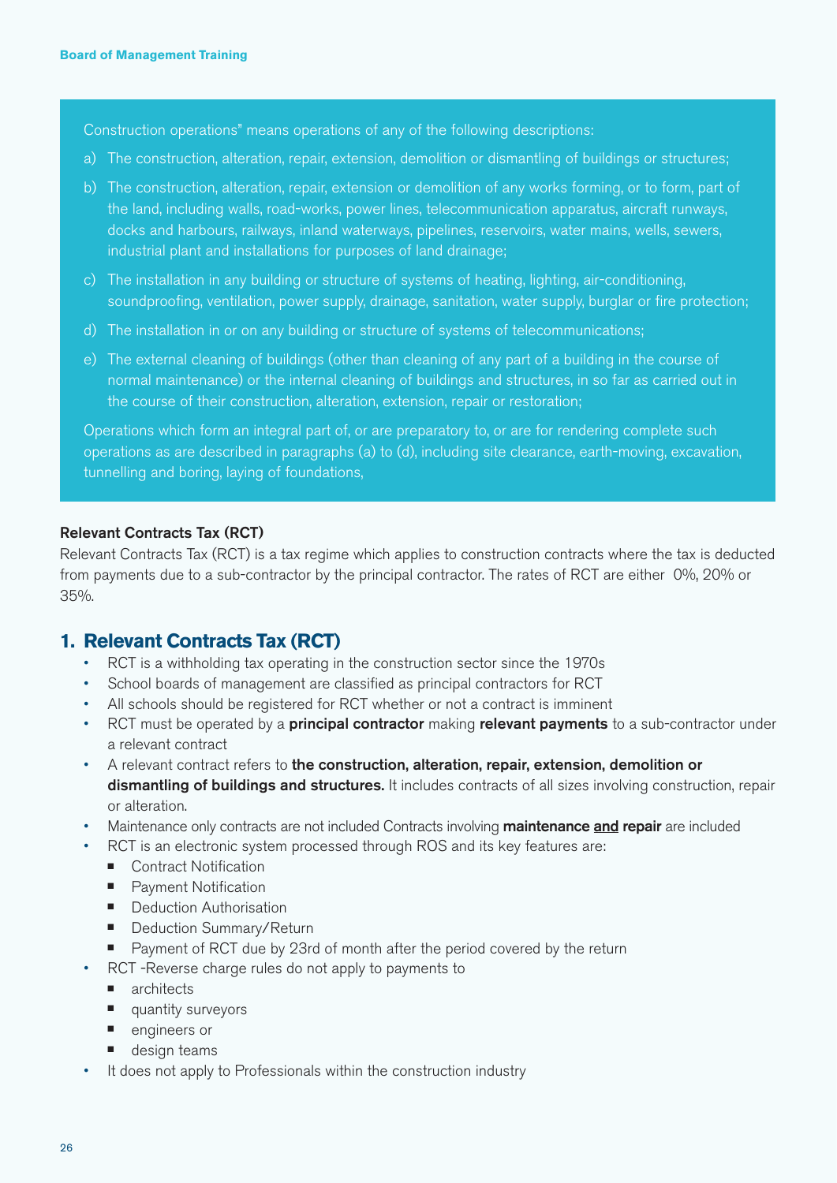Construction operations" means operations of any of the following descriptions:

a) The construction, alteration, repair, extension, demolition or dismantling of buildings or structures;

b) The construction, alteration, repair, extension or demolition of any works forming, or to form, part of the land, including walls, road-works, power lines, telecommunication apparatus, aircraft runways, docks and harbours, railways, inland waterways, pipelines, reservoirs, water mains, wells, sewers, industrial plant and installations for purposes of land drainage;

c) The installation in any building or structure of systems of heating, lighting, air-conditioning, soundproofing, ventilation, power supply, drainage, sanitation, water supply, burglar or fire protection;

d) The installation in or on any building or structure of systems of telecommunications;

e) The external cleaning of buildings (other than cleaning of any part of a building in the course of normal maintenance) or the internal cleaning of buildings and structures, in so far as carried out in the course of their construction, alteration, extension, repair or restoration;

Operations which form an integral part of, or are preparatory to, or are for rendering complete such operations as are described in paragraphs (a) to (d), including site clearance, earth-moving, excavation, tunnelling and boring, laying of foundations,

**Relevant Contracts Tax (RCT)**

Relevant Contracts Tax (RCT) is a tax regime which applies to construction contracts where the tax is deducted from payments due to a sub-contractor by the principal contractor. The rates of RCT are either 0%, 20% or 35%.

## 1. Relevant Contracts Tax (RCT)

- RCT is a withholding tax operating in the construction sector since the 1970s
- School boards of management are classified as principal contractors for RCT
- All schools should be registered for RCT whether or not a contract is imminent
- RCT must be operated by a **principal contractor** making **relevant payments** to a sub-contractor under a relevant contract
- A relevant contract refers to **the construction, alteration, repair, extension, demolition or dismantling of buildings and structures.** It includes contracts of all sizes involving construction, repair or alteration.
- Maintenance only contracts are not included Contracts involving **maintenance and repair** are included
- RCT is an electronic system processed through ROS and its key features are:
  - Contract Notification
  - Payment Notification
  - Deduction Authorisation
  - Deduction Summary/Return
  - Payment of RCT due by 23rd of month after the period covered by the return
- RCT -Reverse charge rules do not apply to payments to
  - architects
  - quantity surveyors
  - engineers or
  - design teams
- It does not apply to Professionals within the construction industry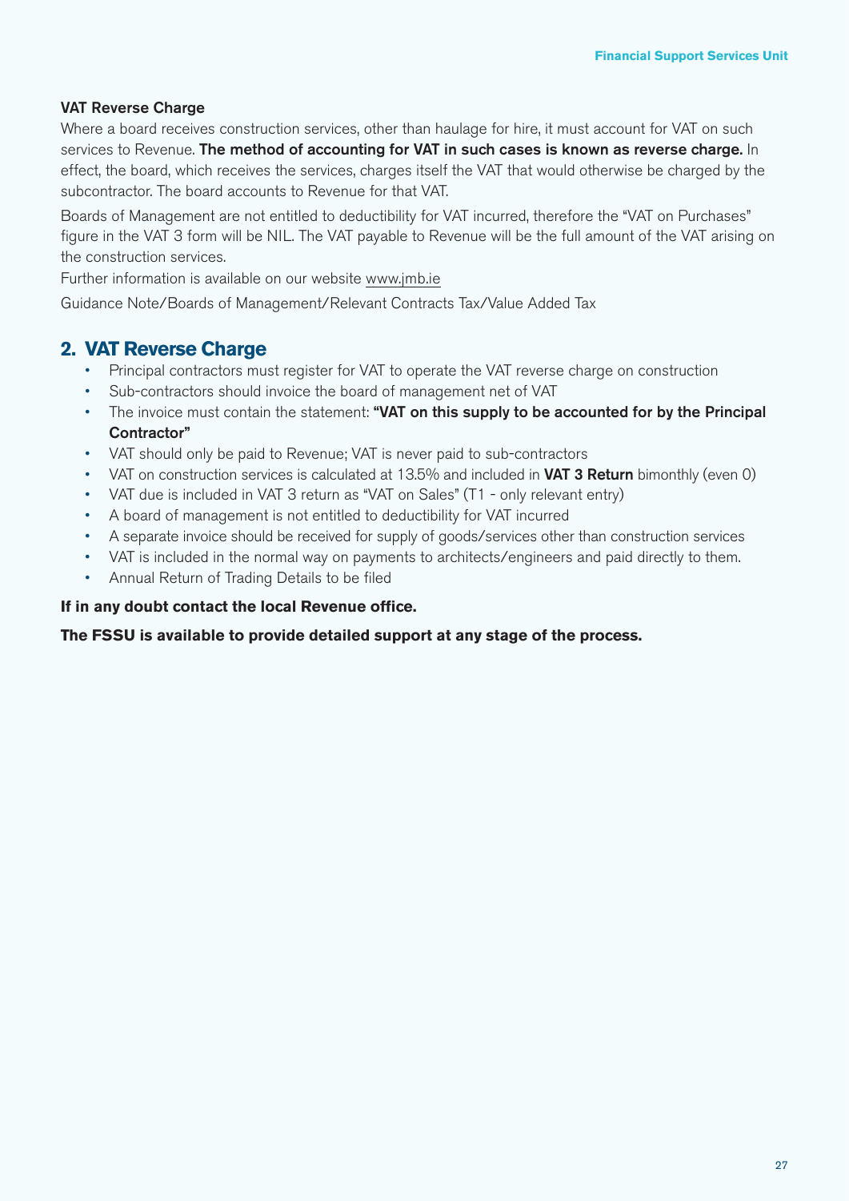**VAT Reverse Charge**

Where a board receives construction services, other than haulage for hire, it must account for VAT on such services to Revenue. **The method of accounting for VAT in such cases is known as reverse charge.** In effect, the board, which receives the services, charges itself the VAT that would otherwise be charged by the subcontractor. The board accounts to Revenue for that VAT.

Boards of Management are not entitled to deductibility for VAT incurred, therefore the "VAT on Purchases" figure in the VAT 3 form will be NIL. The VAT payable to Revenue will be the full amount of the VAT arising on the construction services.

Further information is available on our website www.jmb.ie

Guidance Note/Boards of Management/Relevant Contracts Tax/Value Added Tax

## 2. VAT Reverse Charge

- Principal contractors must register for VAT to operate the VAT reverse charge on construction
- Sub-contractors should invoice the board of management net of VAT
- The invoice must contain the statement: **"VAT on this supply to be accounted for by the Principal Contractor"**
- VAT should only be paid to Revenue; VAT is never paid to sub-contractors
- VAT on construction services is calculated at 13.5% and included in **VAT 3 Return** bimonthly (even 0)
- VAT due is included in VAT 3 return as "VAT on Sales" (T1 - only relevant entry)
- A board of management is not entitled to deductibility for VAT incurred
- A separate invoice should be received for supply of goods/services other than construction services
- VAT is included in the normal way on payments to architects/engineers and paid directly to them.
- Annual Return of Trading Details to be filed

**If in any doubt contact the local Revenue office.**

**The FSSU is available to provide detailed support at any stage of the process.**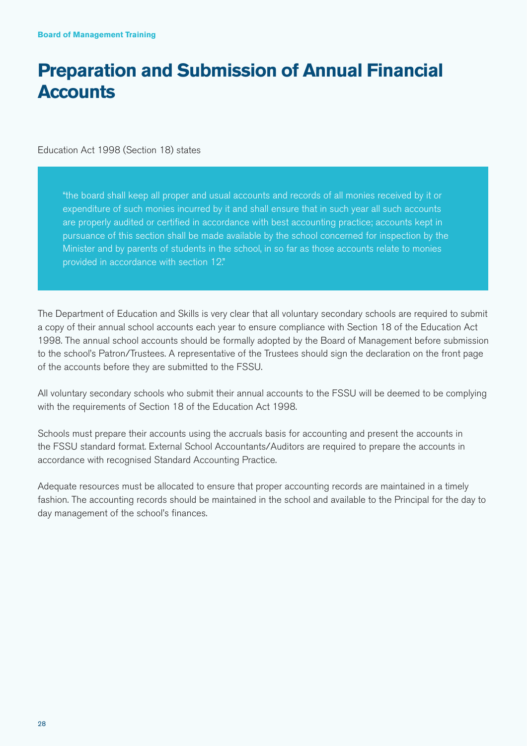# Preparation and Submission of Annual Financial Accounts

Education Act 1998 (Section 18) states

> "the board shall keep all proper and usual accounts and records of all monies received by it or expenditure of such monies incurred by it and shall ensure that in such year all such accounts are properly audited or certified in accordance with best accounting practice; accounts kept in pursuance of this section shall be made available by the school concerned for inspection by the Minister and by parents of students in the school, in so far as those accounts relate to monies provided in accordance with section 12."

The Department of Education and Skills is very clear that all voluntary secondary schools are required to submit a copy of their annual school accounts each year to ensure compliance with Section 18 of the Education Act 1998. The annual school accounts should be formally adopted by the Board of Management before submission to the school's Patron/Trustees. A representative of the Trustees should sign the declaration on the front page of the accounts before they are submitted to the FSSU.

All voluntary secondary schools who submit their annual accounts to the FSSU will be deemed to be complying with the requirements of Section 18 of the Education Act 1998.

Schools must prepare their accounts using the accruals basis for accounting and present the accounts in the FSSU standard format. External School Accountants/Auditors are required to prepare the accounts in accordance with recognised Standard Accounting Practice.

Adequate resources must be allocated to ensure that proper accounting records are maintained in a timely fashion. The accounting records should be maintained in the school and available to the Principal for the day to day management of the school's finances.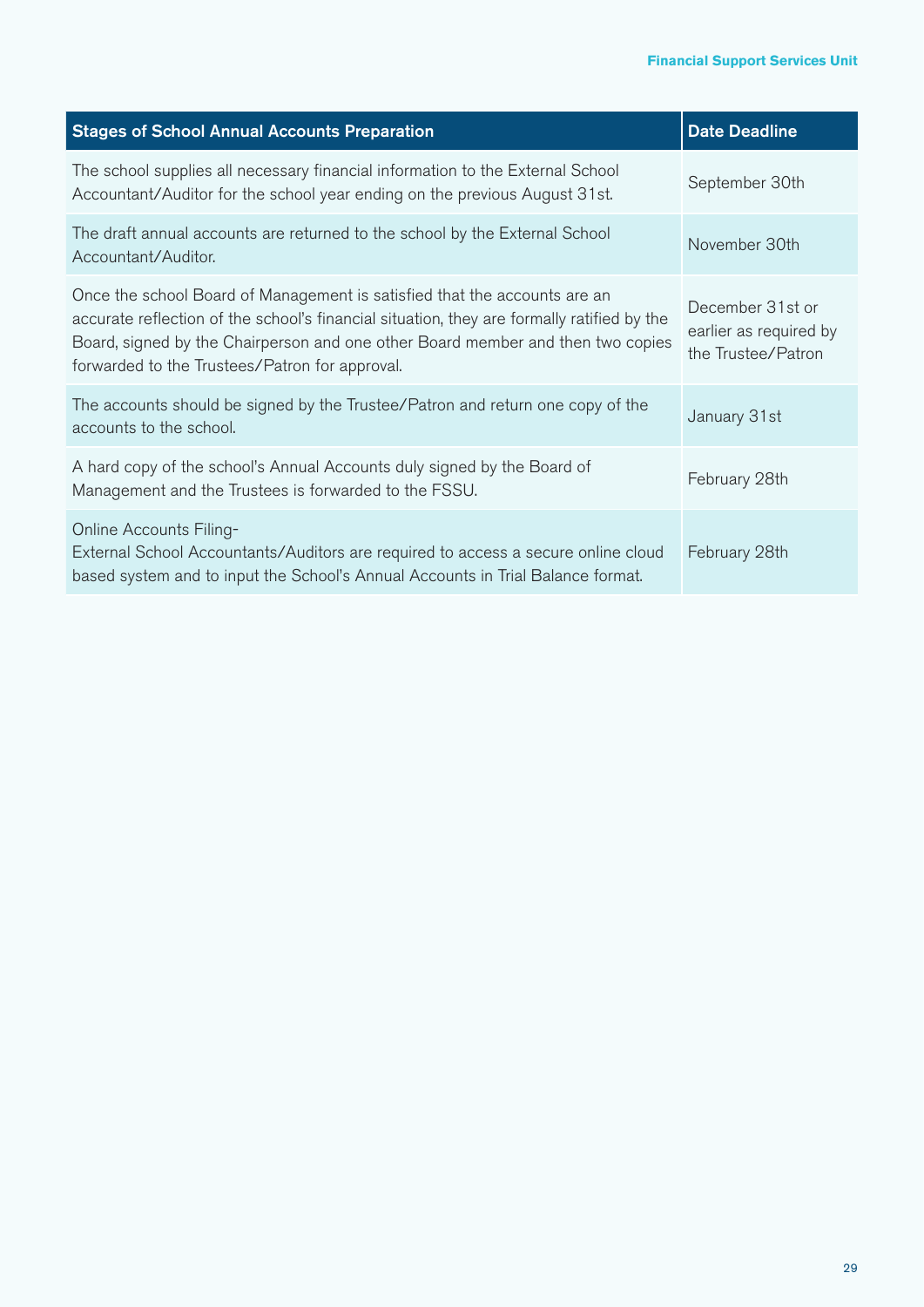| Stages of School Annual Accounts Preparation | Date Deadline |
|---|---|
| The school supplies all necessary financial information to the External School Accountant/Auditor for the school year ending on the previous August 31st. | September 30th |
| The draft annual accounts are returned to the school by the External School Accountant/Auditor. | November 30th |
| Once the school Board of Management is satisfied that the accounts are an accurate reflection of the school's financial situation, they are formally ratified by the Board, signed by the Chairperson and one other Board member and then two copies forwarded to the Trustees/Patron for approval. | December 31st or earlier as required by the Trustee/Patron |
| The accounts should be signed by the Trustee/Patron and return one copy of the accounts to the school. | January 31st |
| A hard copy of the school's Annual Accounts duly signed by the Board of Management and the Trustees is forwarded to the FSSU. | February 28th |
| Online Accounts Filing- External School Accountants/Auditors are required to access a secure online cloud based system and to input the School's Annual Accounts in Trial Balance format. | February 28th |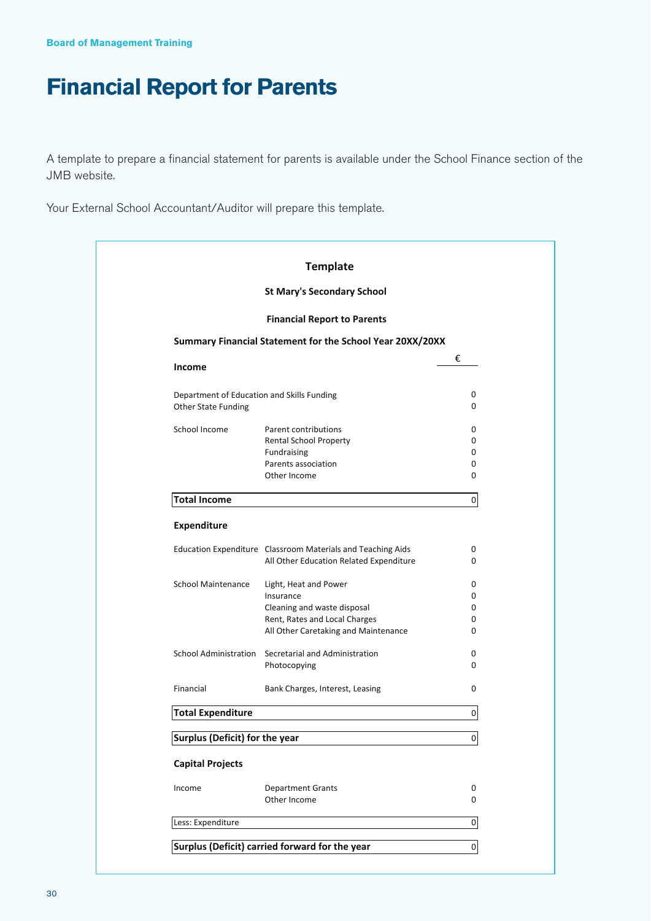Board of Management Training

# Financial Report for Parents

A template to prepare a financial statement for parents is available under the School Finance section of the JMB website.

Your External School Accountant/Auditor will prepare this template.

## Template

**St Mary's Secondary School**

**Financial Report to Parents**

**Summary Financial Statement for the School Year 20XX/20XX**

| | | € |
|---|---|---|
| **Income** | | |
| Department of Education and Skills Funding | | 0 |
| Other State Funding | | 0 |
| School Income | Parent contributions | 0 |
| | Rental School Property | 0 |
| | Fundraising | 0 |
| | Parents association | 0 |
| | Other Income | 0 |
| **Total Income** | | 0 |
| **Expenditure** | | |
| Education Expenditure | Classroom Materials and Teaching Aids | 0 |
| | All Other Education Related Expenditure | 0 |
| School Maintenance | Light, Heat and Power | 0 |
| | Insurance | 0 |
| | Cleaning and waste disposal | 0 |
| | Rent, Rates and Local Charges | 0 |
| | All Other Caretaking and Maintenance | 0 |
| School Administration | Secretarial and Administration | 0 |
| | Photocopying | 0 |
| Financial | Bank Charges, Interest, Leasing | 0 |
| **Total Expenditure** | | 0 |
| **Surplus (Deficit) for the year** | | 0 |
| **Capital Projects** | | |
| Income | Department Grants | 0 |
| | Other Income | 0 |
| Less: Expenditure | | 0 |
| **Surplus (Deficit) carried forward for the year** | | 0 |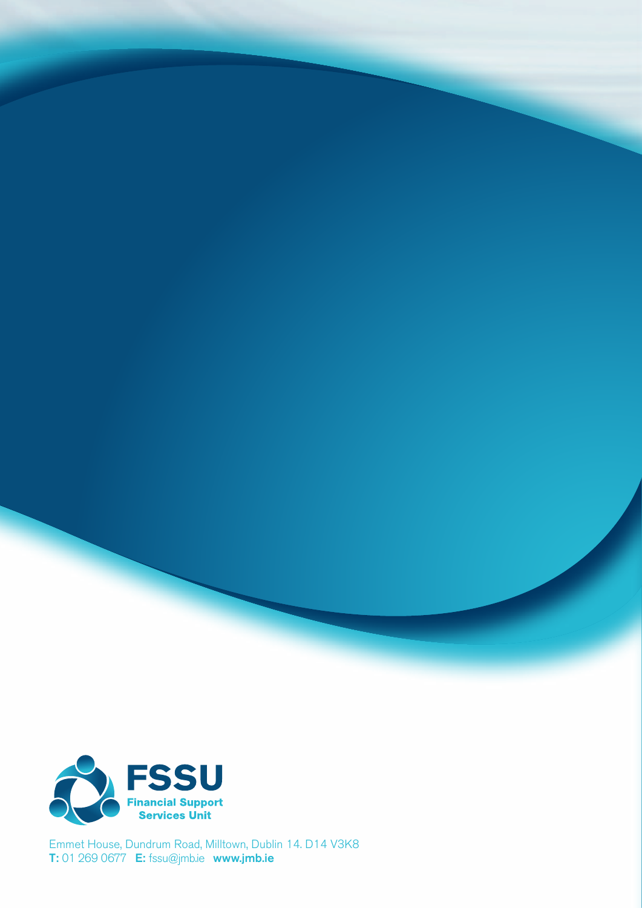**FSSU**
**Financial Support Services Unit**

Emmet House, Dundrum Road, Milltown, Dublin 14. D14 V3K8
**T:** 01 269 0677 **E:** fssu@jmb.ie **www.jmb.ie**